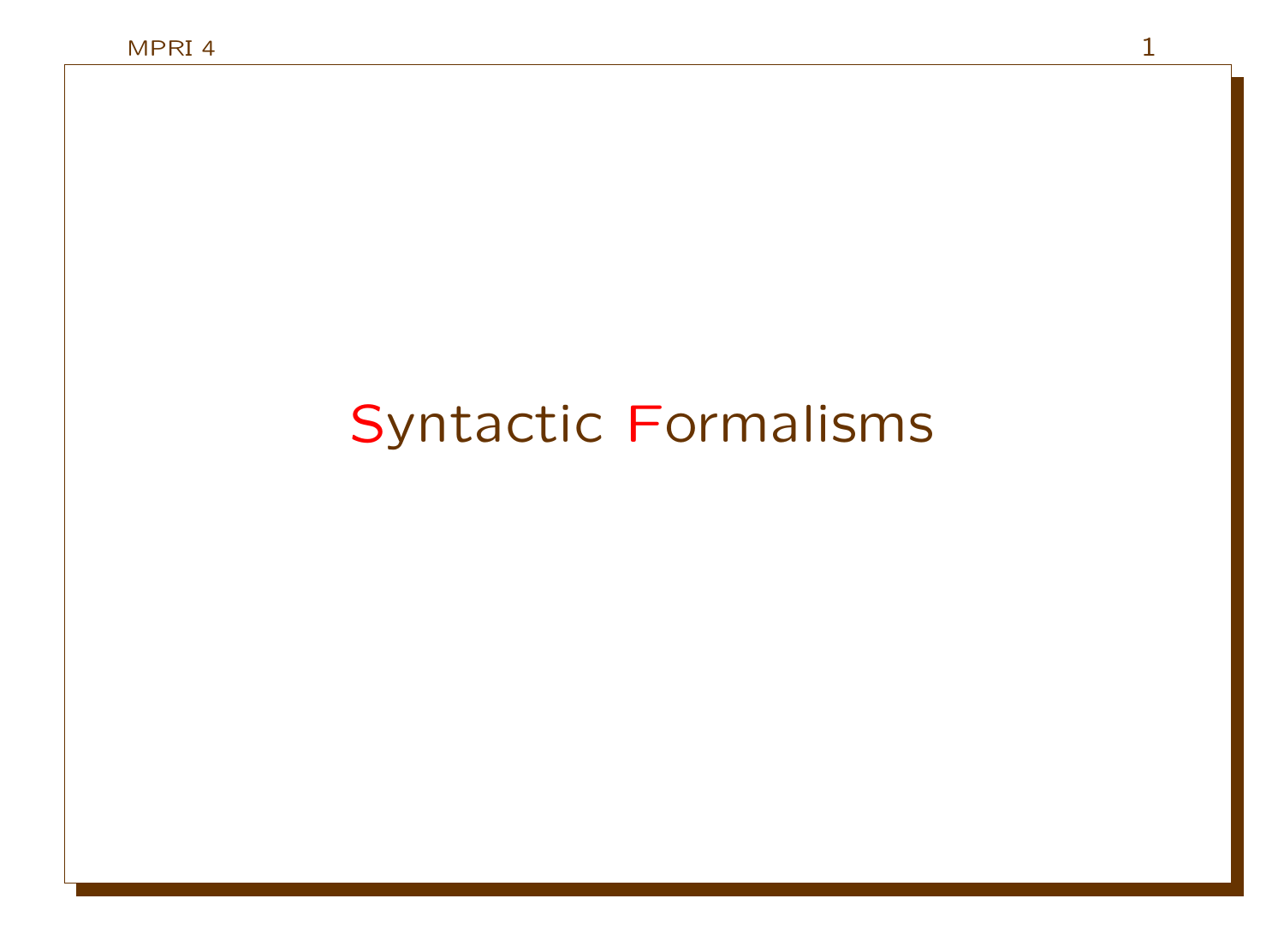# Syntactic Formalisms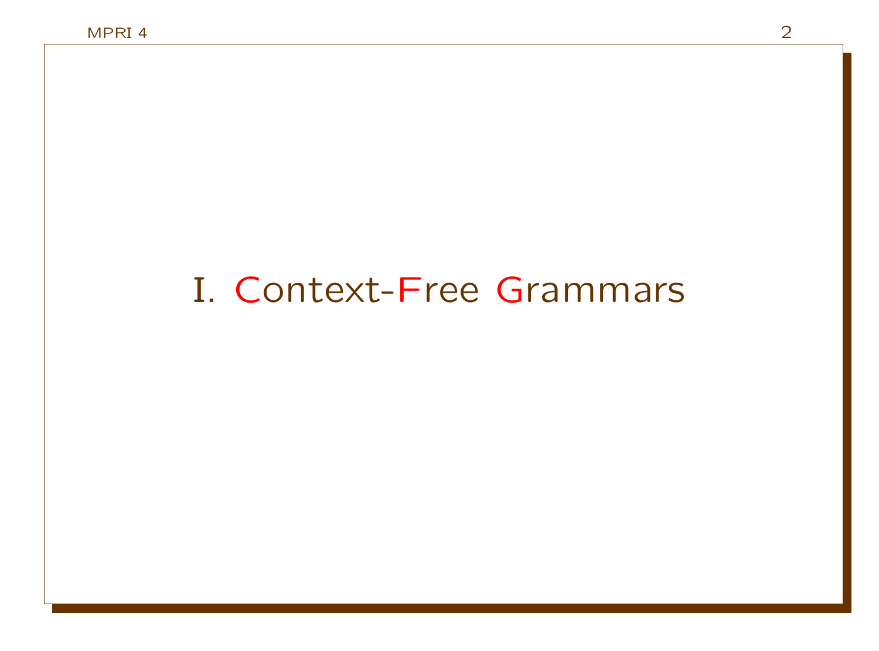# I. Context-Free Grammars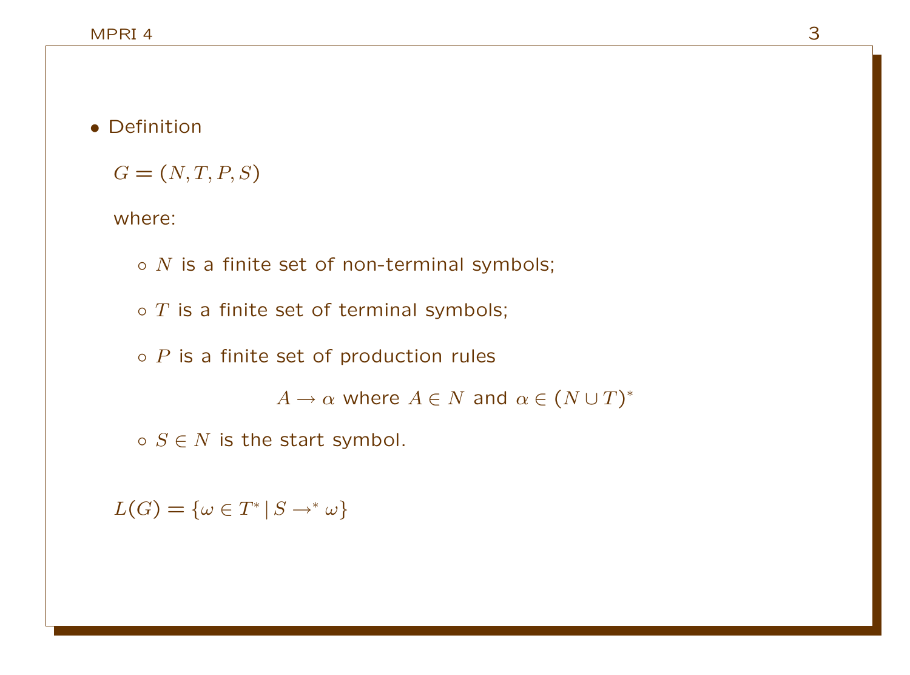- Definition

  $G = (N, T, P, S)$

  where:

  - $N$ is a finite set of non-terminal symbols;
  - $T$ is a finite set of terminal symbols;
  - $P$ is a finite set of production rules

    $$A \rightarrow \alpha \text{ where } A \in N \text{ and } \alpha \in (N \cup T)^*$$

  - $S \in N$ is the start symbol.

  $L(G) = \{\omega \in T^* \mid S \rightarrow^* \omega\}$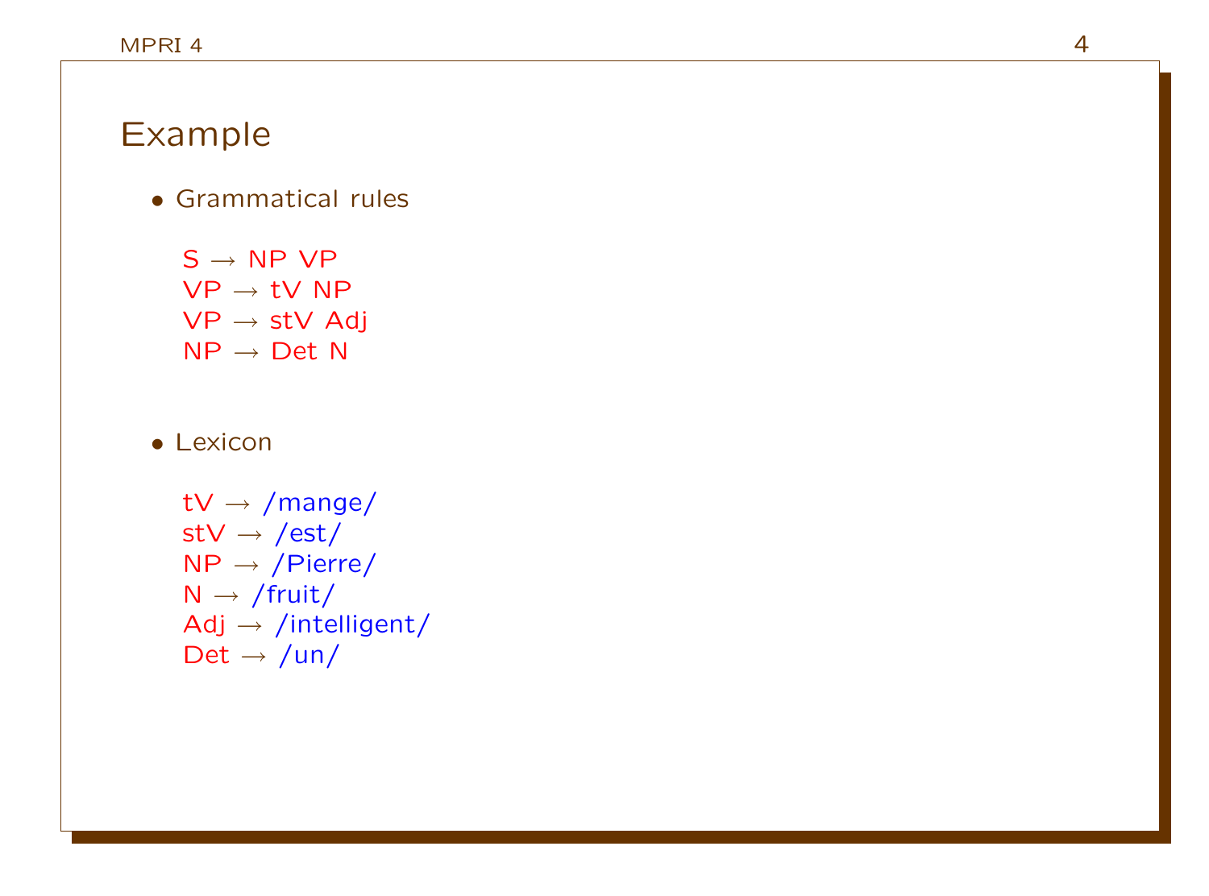# Example

- Grammatical rules

  S → NP VP
  VP → tV NP
  VP → stV Adj
  NP → Det N

- Lexicon

  tV → /mange/
  stV → /est/
  NP → /Pierre/
  N → /fruit/
  Adj → /intelligent/
  Det → /un/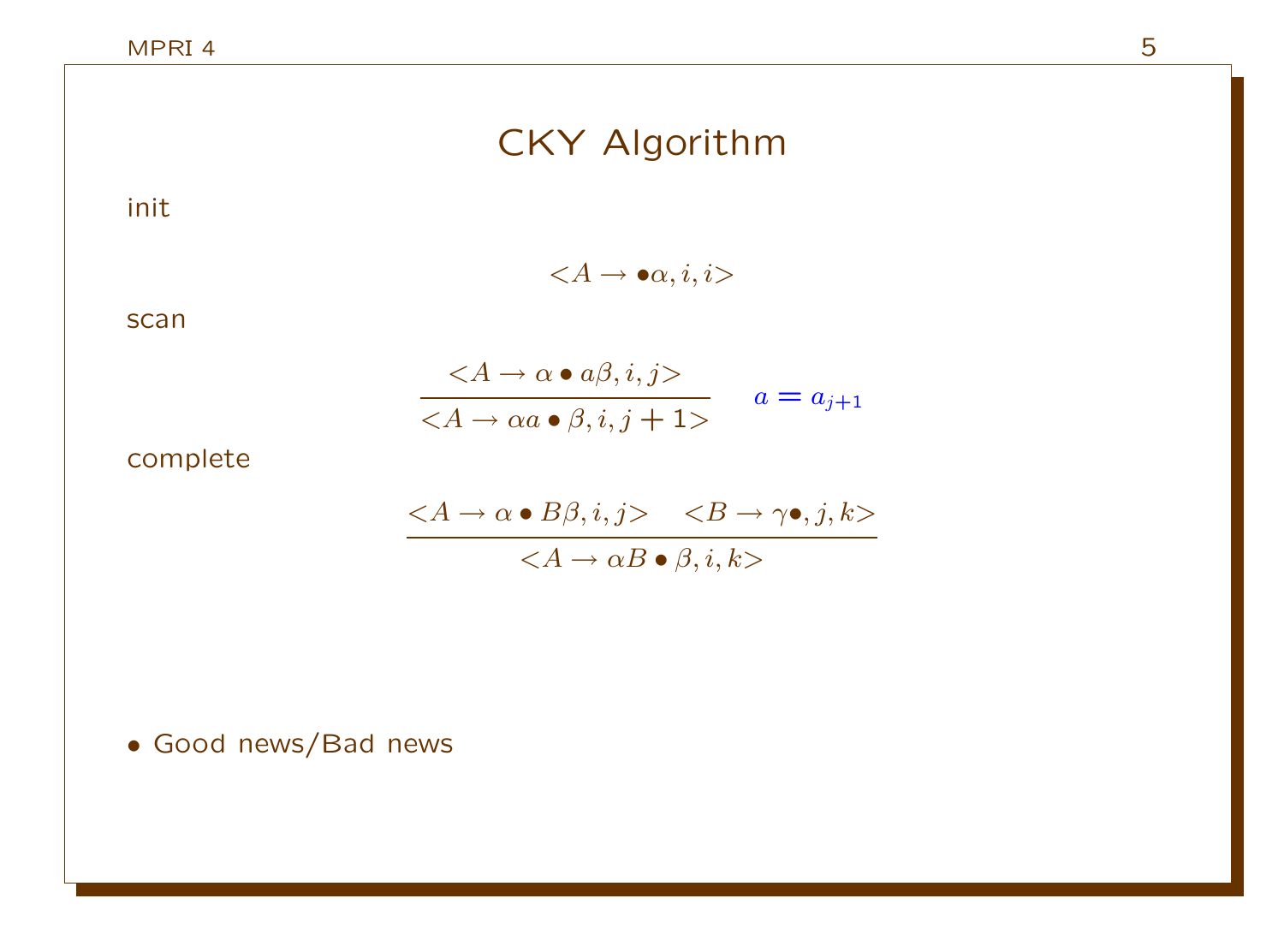# CKY Algorithm

init

$$<A \rightarrow \bullet\alpha, i, i>$$

scan

$$\frac{<A \rightarrow \alpha \bullet a\beta, i, j>}{<A \rightarrow \alpha a \bullet \beta, i, j+1>} \quad a = a_{j+1}$$

complete

$$\frac{<A \rightarrow \alpha \bullet B\beta, i, j> \quad <B \rightarrow \gamma\bullet, j, k>}{<A \rightarrow \alpha B \bullet \beta, i, k>}$$

- Good news/Bad news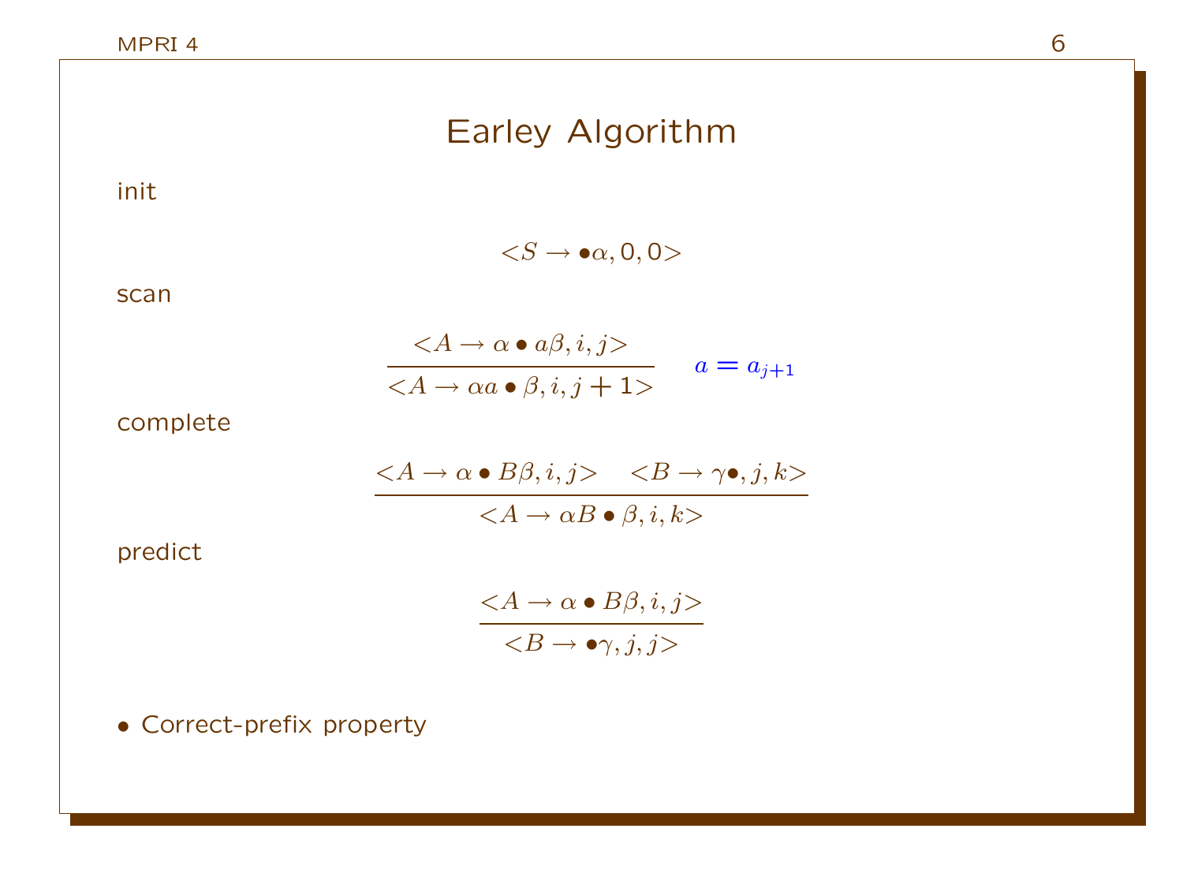# Earley Algorithm

init

$$<S \rightarrow \bullet\alpha, 0, 0>$$

scan

$$\frac{<A \rightarrow \alpha \bullet a\beta, i, j>}{<A \rightarrow \alpha a \bullet \beta, i, j+1>} \quad a = a_{j+1}$$

complete

$$\frac{<A \rightarrow \alpha \bullet B\beta, i, j> \quad <B \rightarrow \gamma\bullet, j, k>}{<A \rightarrow \alpha B \bullet \beta, i, k>}$$

predict

$$\frac{<A \rightarrow \alpha \bullet B\beta, i, j>}{<B \rightarrow \bullet\gamma, j, j>}$$

- Correct-prefix property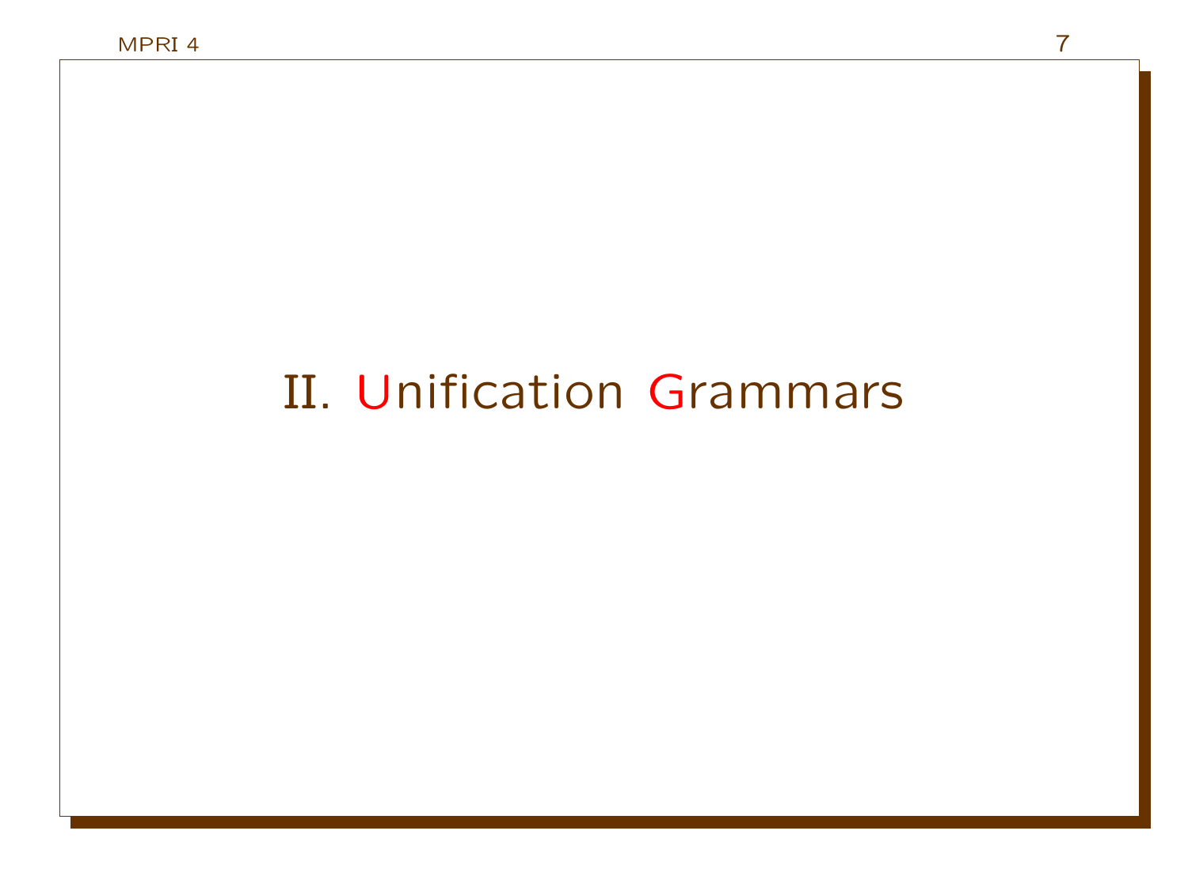# II. Unification Grammars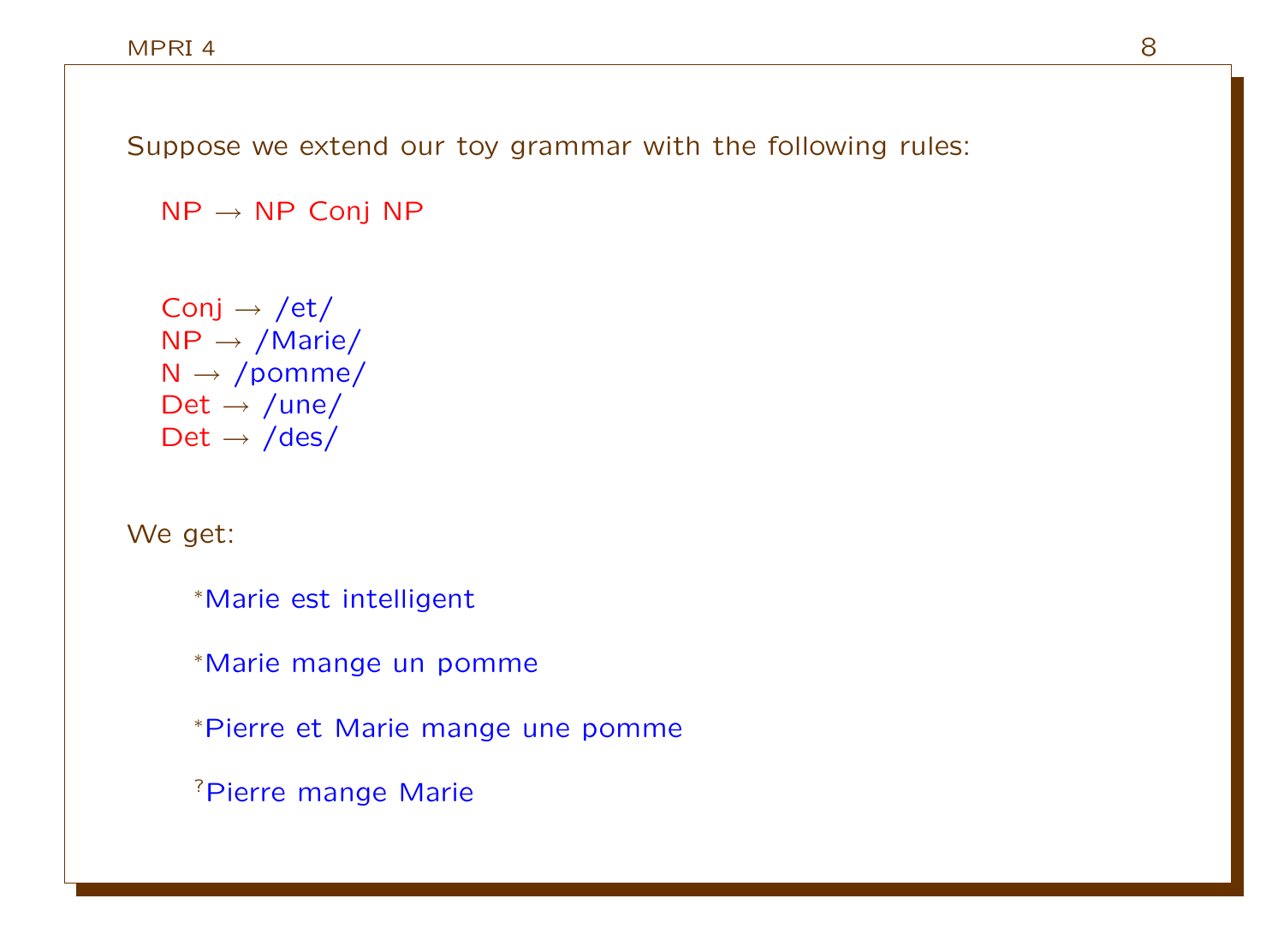Suppose we extend our toy grammar with the following rules:

NP → NP Conj NP

Conj → /et/
NP → /Marie/
N → /pomme/
Det → /une/
Det → /des/

We get:

*Marie est intelligent

*Marie mange un pomme

*Pierre et Marie mange une pomme

?Pierre mange Marie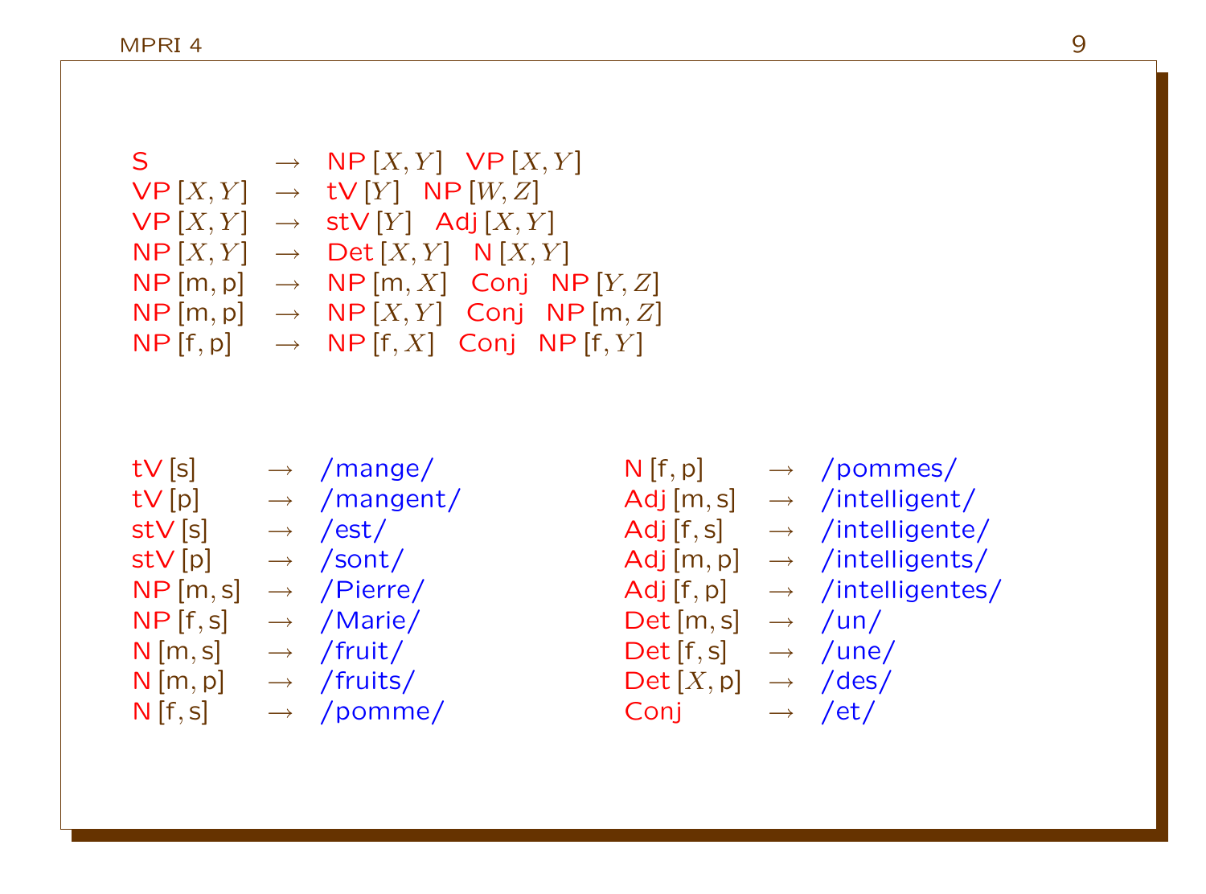$$
\begin{array}{lcl}
\mathsf{S} & \rightarrow & \mathsf{NP}\,[X,Y] \quad \mathsf{VP}\,[X,Y] \\
\mathsf{VP}\,[X,Y] & \rightarrow & \mathsf{tV}\,[Y] \quad \mathsf{NP}\,[W,Z] \\
\mathsf{VP}\,[X,Y] & \rightarrow & \mathsf{stV}\,[Y] \quad \mathsf{Adj}\,[X,Y] \\
\mathsf{NP}\,[X,Y] & \rightarrow & \mathsf{Det}\,[X,Y] \quad \mathsf{N}\,[X,Y] \\
\mathsf{NP}\,[\mathsf{m},\mathsf{p}] & \rightarrow & \mathsf{NP}\,[\mathsf{m},X] \quad \mathsf{Conj} \quad \mathsf{NP}\,[Y,Z] \\
\mathsf{NP}\,[\mathsf{m},\mathsf{p}] & \rightarrow & \mathsf{NP}\,[X,Y] \quad \mathsf{Conj} \quad \mathsf{NP}\,[\mathsf{m},Z] \\
\mathsf{NP}\,[\mathsf{f},\mathsf{p}] & \rightarrow & \mathsf{NP}\,[\mathsf{f},X] \quad \mathsf{Conj} \quad \mathsf{NP}\,[\mathsf{f},Y]
\end{array}
$$

| | | | | | |
|---|---|---|---|---|---|
| tV [s] | → | /mange/ | N [f, p] | → | /pommes/ |
| tV [p] | → | /mangent/ | Adj [m, s] | → | /intelligent/ |
| stV [s] | → | /est/ | Adj [f, s] | → | /intelligente/ |
| stV [p] | → | /sont/ | Adj [m, p] | → | /intelligents/ |
| NP [m, s] | → | /Pierre/ | Adj [f, p] | → | /intelligentes/ |
| NP [f, s] | → | /Marie/ | Det [m, s] | → | /un/ |
| N [m, s] | → | /fruit/ | Det [f, s] | → | /une/ |
| N [m, p] | → | /fruits/ | Det [$X$, p] | → | /des/ |
| N [f, s] | → | /pomme/ | Conj | → | /et/ |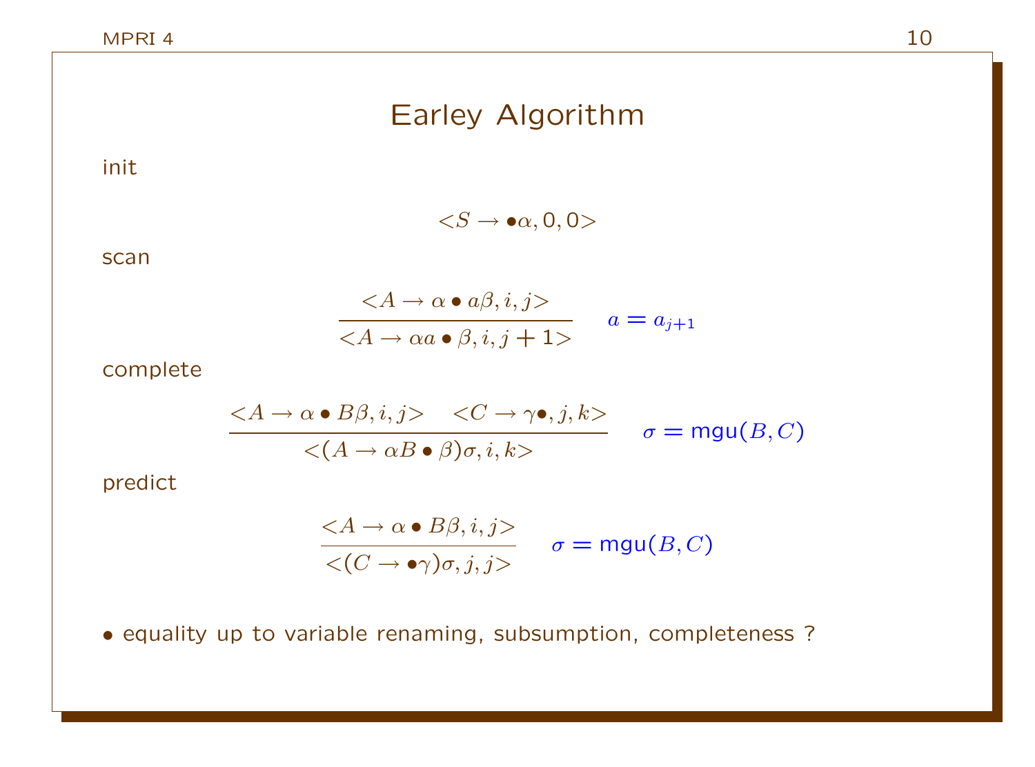# Earley Algorithm

init

$$<S \rightarrow \bullet\alpha, 0, 0>$$

scan

$$\frac{<A \rightarrow \alpha \bullet a\beta, i, j>}{<A \rightarrow \alpha a \bullet \beta, i, j+1>} \quad a = a_{j+1}$$

complete

$$\frac{<A \rightarrow \alpha \bullet B\beta, i, j> \quad <C \rightarrow \gamma\bullet, j, k>}{<(A \rightarrow \alpha B \bullet \beta)\sigma, i, k>} \quad \sigma = \mathsf{mgu}(B, C)$$

predict

$$\frac{<A \rightarrow \alpha \bullet B\beta, i, j>}{<(C \rightarrow \bullet\gamma)\sigma, j, j>} \quad \sigma = \mathsf{mgu}(B, C)$$

- equality up to variable renaming, subsumption, completeness ?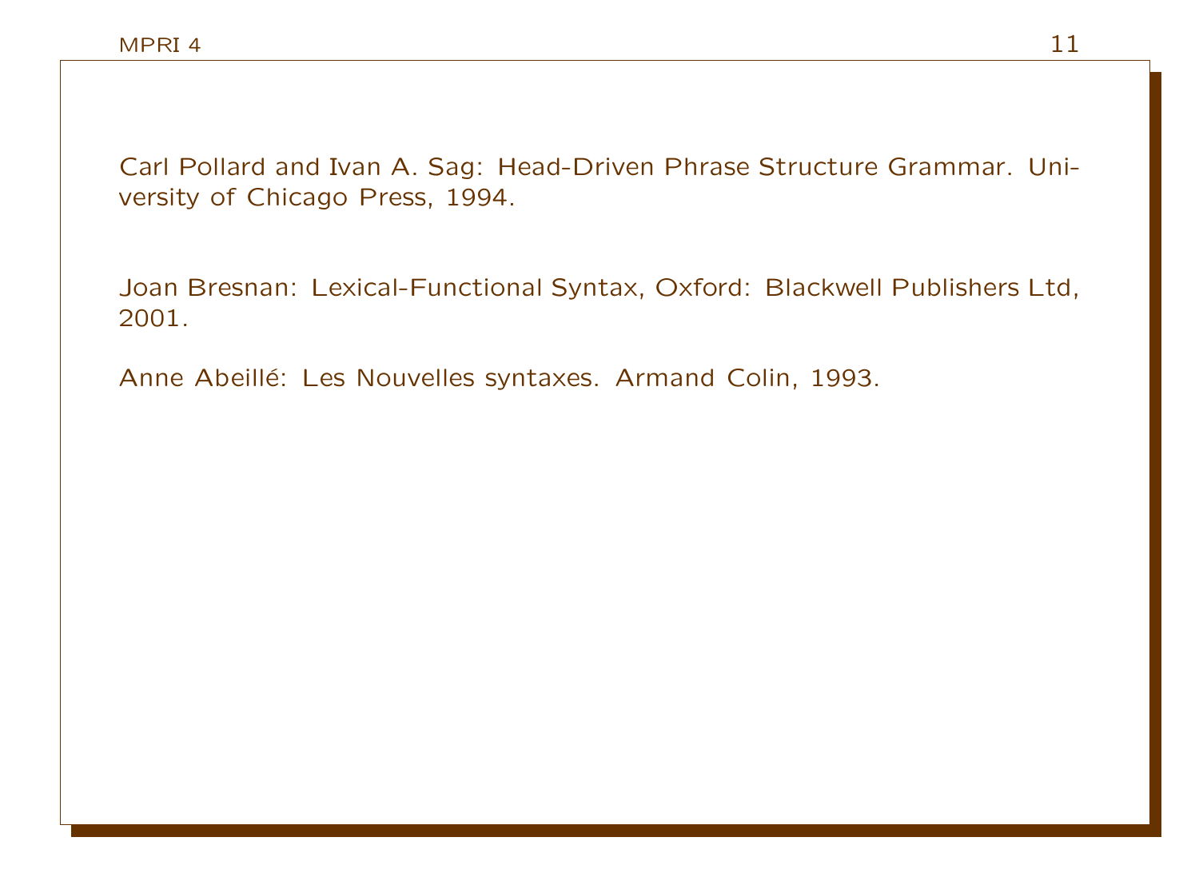Carl Pollard and Ivan A. Sag: Head-Driven Phrase Structure Grammar. University of Chicago Press, 1994.

Joan Bresnan: Lexical-Functional Syntax, Oxford: Blackwell Publishers Ltd, 2001.

Anne Abeillé: Les Nouvelles syntaxes. Armand Colin, 1993.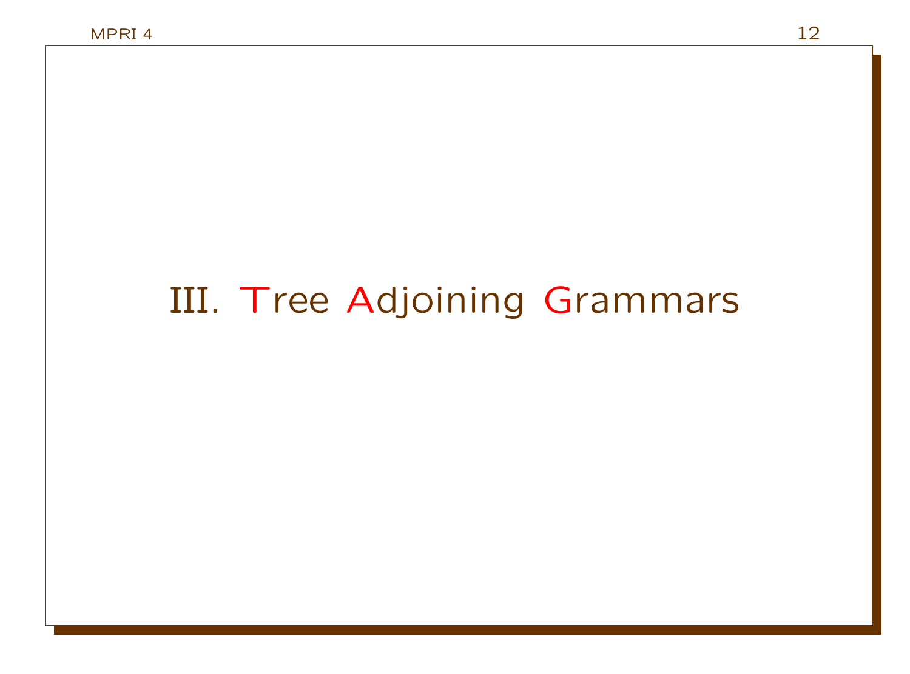# III. Tree Adjoining Grammars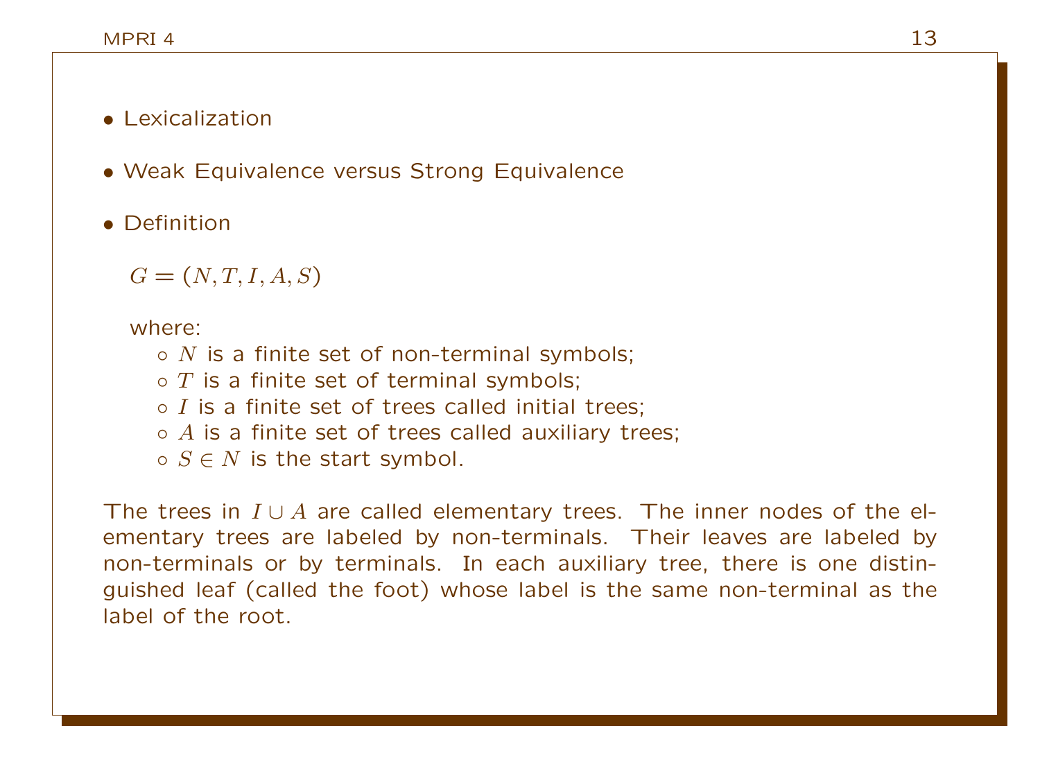- Lexicalization
- Weak Equivalence versus Strong Equivalence
- Definition

  $G = (N, T, I, A, S)$

  where:
  - $N$ is a finite set of non-terminal symbols;
  - $T$ is a finite set of terminal symbols;
  - $I$ is a finite set of trees called initial trees;
  - $A$ is a finite set of trees called auxiliary trees;
  - $S \in N$ is the start symbol.

The trees in $I \cup A$ are called elementary trees. The inner nodes of the elementary trees are labeled by non-terminals. Their leaves are labeled by non-terminals or by terminals. In each auxiliary tree, there is one distinguished leaf (called the foot) whose label is the same non-terminal as the label of the root.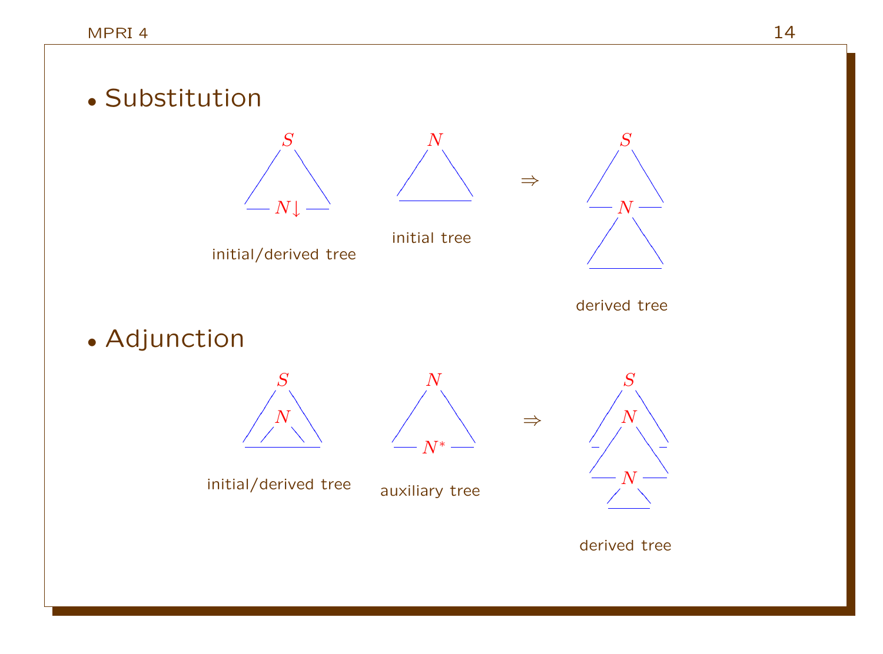- Substitution

$S$ with leaf $N\!\downarrow$ — initial/derived tree

$N$ — initial tree

$\Rightarrow$

$S$ with $N$ subtree — derived tree

- Adjunction

$S$ with internal node $N$ — initial/derived tree

$N$ with foot $N^*$ — auxiliary tree

$\Rightarrow$

$S$ with $N$ over $N$ — derived tree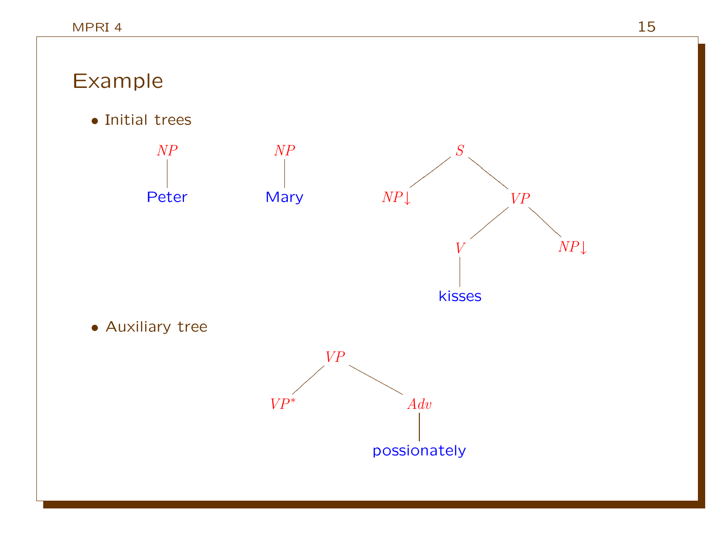# Example

- Initial trees

```
  NP        NP              S
  |         |             /   \
Peter     Mary         NP↓     VP
                              /  \
                             V    NP↓
                             |
                           kisses
```

- Auxiliary tree

```
        VP
       /  \
    VP*    Adv
            |
       possionately
```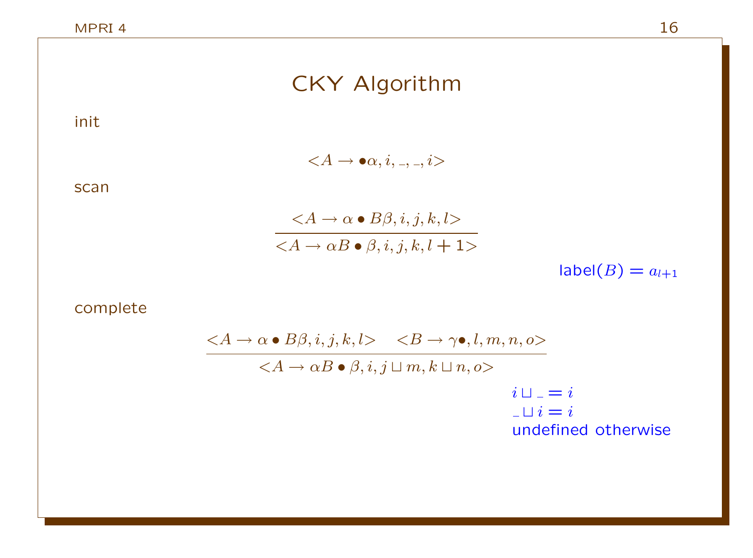# CKY Algorithm

init

$$<A \rightarrow \bullet\alpha, i, \_, \_, i>$$

scan

$$\frac{<A \rightarrow \alpha \bullet B\beta, i, j, k, l>}{<A \rightarrow \alpha B \bullet \beta, i, j, k, l+1>}$$

label$(B) = a_{l+1}$

complete

$$\frac{<A \rightarrow \alpha \bullet B\beta, i, j, k, l> \quad <B \rightarrow \gamma\bullet, l, m, n, o>}{<A \rightarrow \alpha B \bullet \beta, i, j \sqcup m, k \sqcup n, o>}$$

$i \sqcup \_ = i$
$\_ \sqcup i = i$
undefined otherwise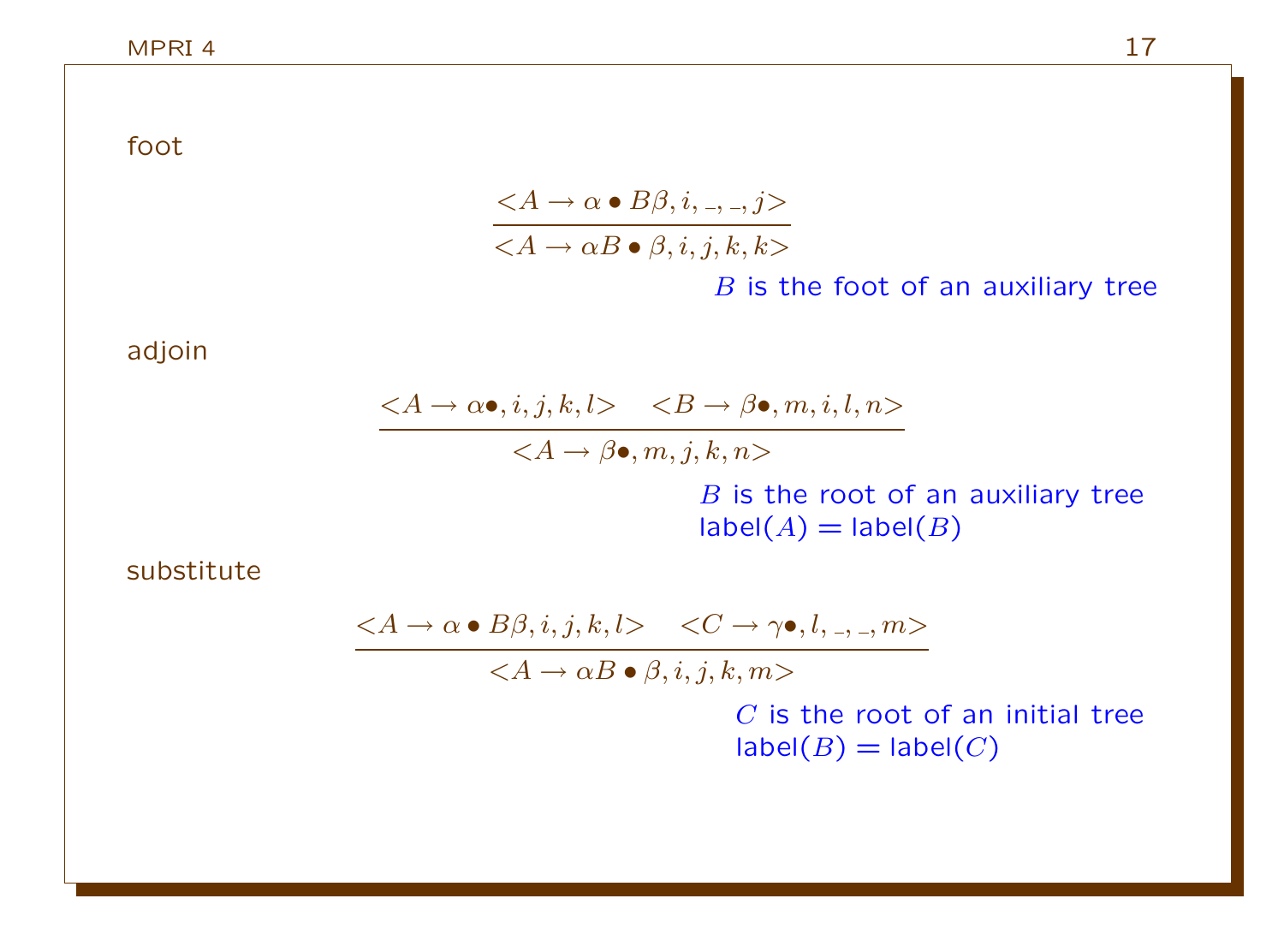foot

$$\frac{<A \to \alpha \bullet B\beta, i, \_, \_, j>}{<A \to \alpha B \bullet \beta, i, j, k, k>}$$

$B$ is the foot of an auxiliary tree

adjoin

$$\frac{<A \to \alpha\bullet, i, j, k, l> \quad <B \to \beta\bullet, m, i, l, n>}{<A \to \beta\bullet, m, j, k, n>}$$

$B$ is the root of an auxiliary tree
label($A$) = label($B$)

substitute

$$\frac{<A \to \alpha \bullet B\beta, i, j, k, l> \quad <C \to \gamma\bullet, l, \_, \_, m>}{<A \to \alpha B \bullet \beta, i, j, k, m>}$$

$C$ is the root of an initial tree
label($B$) = label($C$)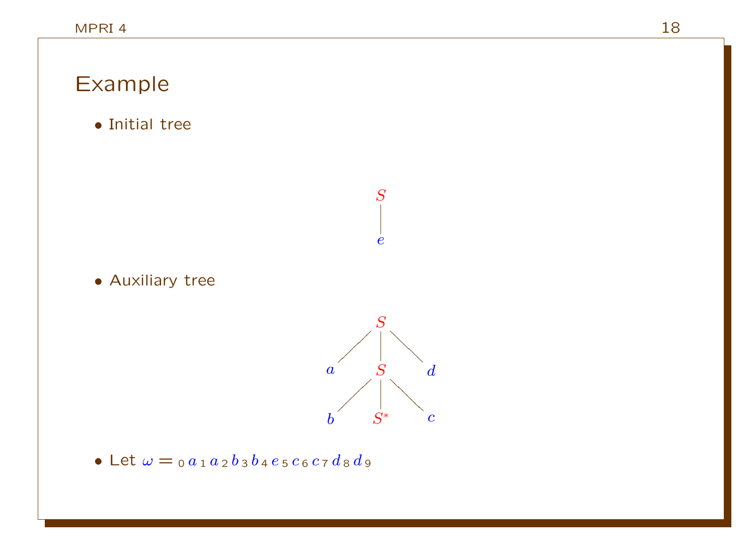## Example

- Initial tree

$$
\begin{array}{c}
S \\
| \\
e
\end{array}
$$

- Auxiliary tree

$$
\begin{array}{ccc}
 & S & \\
\diagup & | & \diagdown \\
a & S & d \\
\diagup & | & \diagdown \\
b & S^* & c
\end{array}
$$

- Let $\omega = {}_0\, a \,{}_1\, a \,{}_2\, b \,{}_3\, b \,{}_4\, e \,{}_5\, c \,{}_6\, c \,{}_7\, d \,{}_8\, d \,{}_9$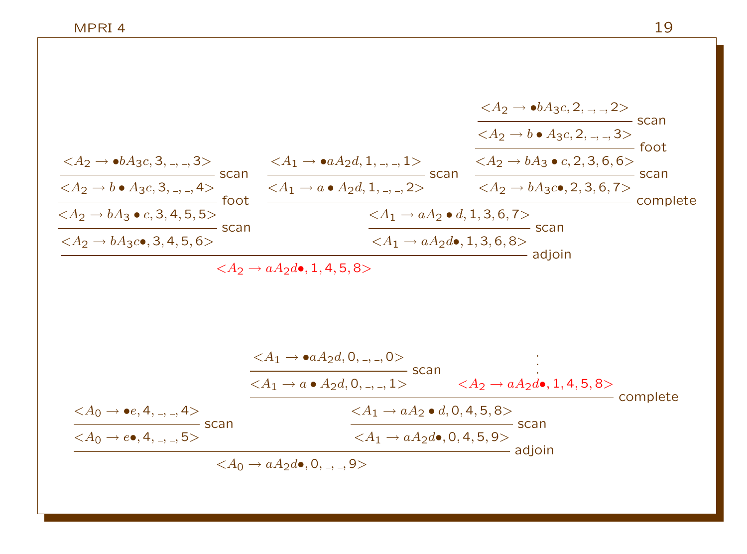$$
\dfrac{\dfrac{\dfrac{\dfrac{<A_2 \to \bullet bA_3c, 3, \_, \_, 3>}{<A_2 \to b \bullet A_3c, 3, \_, \_, 4>}\text{ scan}}{<A_2 \to bA_3 \bullet c, 3, 4, 5, 5>}\text{ foot}}{<A_2 \to bA_3c\bullet, 3, 4, 5, 6>}\text{ scan}
\quad
\dfrac{\dfrac{\dfrac{\dfrac{<A_1 \to \bullet aA_2d, 1, \_, \_, 1>}{<A_1 \to a \bullet A_2d, 1, \_, \_, 2>}\text{ scan}
\quad
\dfrac{\dfrac{\dfrac{<A_2 \to \bullet bA_3c, 2, \_, \_, 2>}{<A_2 \to b \bullet A_3c, 2, \_, \_, 3>}\text{ scan}}{<A_2 \to bA_3 \bullet c, 2, 3, 6, 6>}\text{ foot}}{<A_2 \to bA_3c\bullet, 2, 3, 6, 7>}\text{ scan}}{<A_1 \to aA_2 \bullet d, 1, 3, 6, 7>}\text{ complete}}{<A_1 \to aA_2d\bullet, 1, 3, 6, 8>}\text{ scan}}{}}{\color{red}{<A_2 \to aA_2d\bullet, 1, 4, 5, 8>}}\text{ adjoin}
$$

$$
\dfrac{\dfrac{<A_0 \to \bullet e, 4, \_, \_, 4>}{<A_0 \to e\bullet, 4, \_, \_, 5>}\text{ scan}
\quad
\dfrac{\dfrac{\dfrac{<A_1 \to \bullet aA_2d, 0, \_, \_, 0>}{<A_1 \to a \bullet A_2d, 0, \_, \_, 1>}\text{ scan}
\quad
\begin{matrix}\vdots \\ \color{red}{<A_2 \to aA_2d\bullet, 1, 4, 5, 8>}\end{matrix}}{<A_1 \to aA_2 \bullet d, 0, 4, 5, 8>}\text{ complete}}{<A_1 \to aA_2d\bullet, 0, 4, 5, 9>}\text{ scan}}{<A_0 \to aA_2d\bullet, 0, \_, \_, 9>}\text{ adjoin}
$$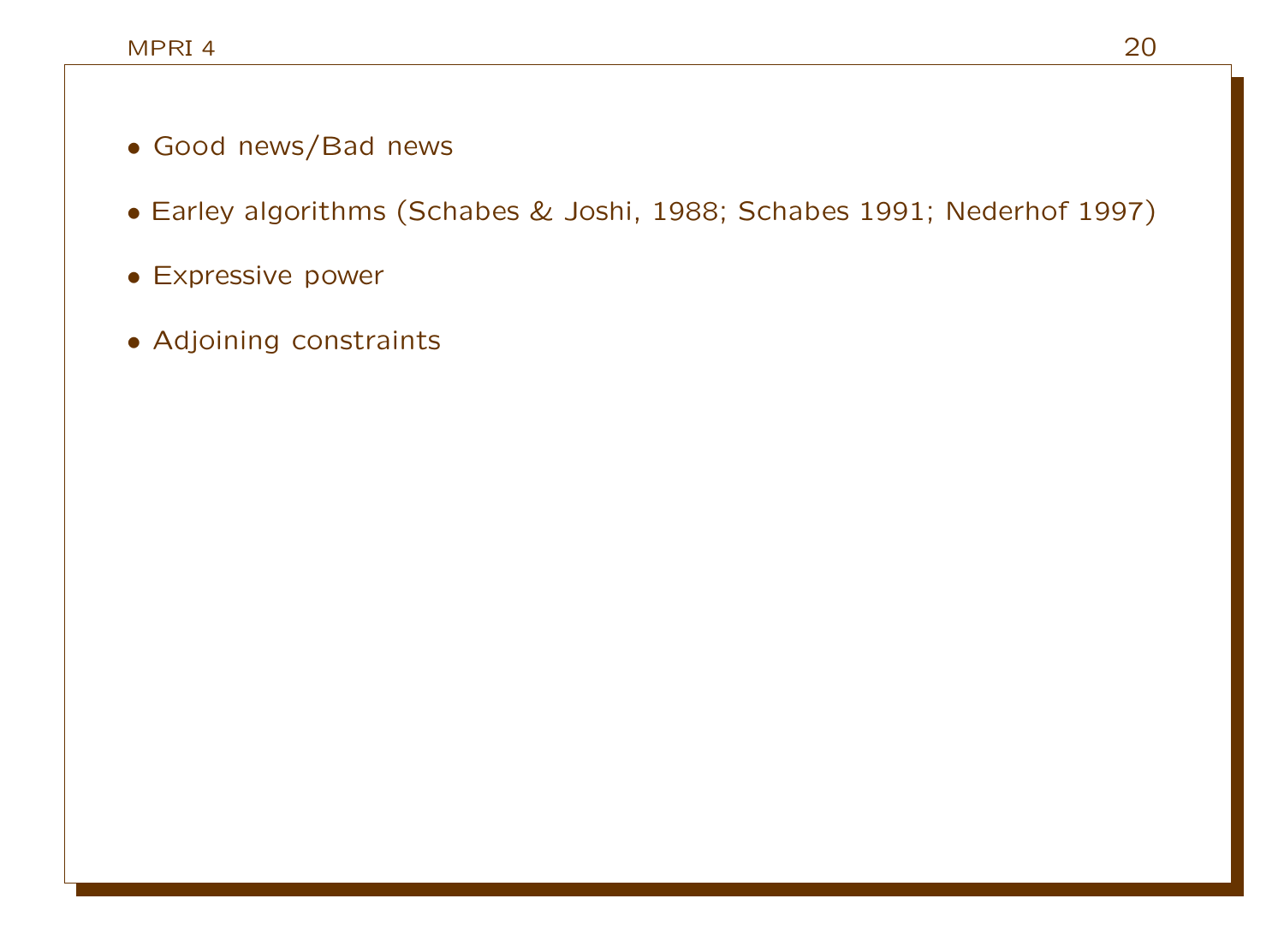- Good news/Bad news
- Earley algorithms (Schabes & Joshi, 1988; Schabes 1991; Nederhof 1997)
- Expressive power
- Adjoining constraints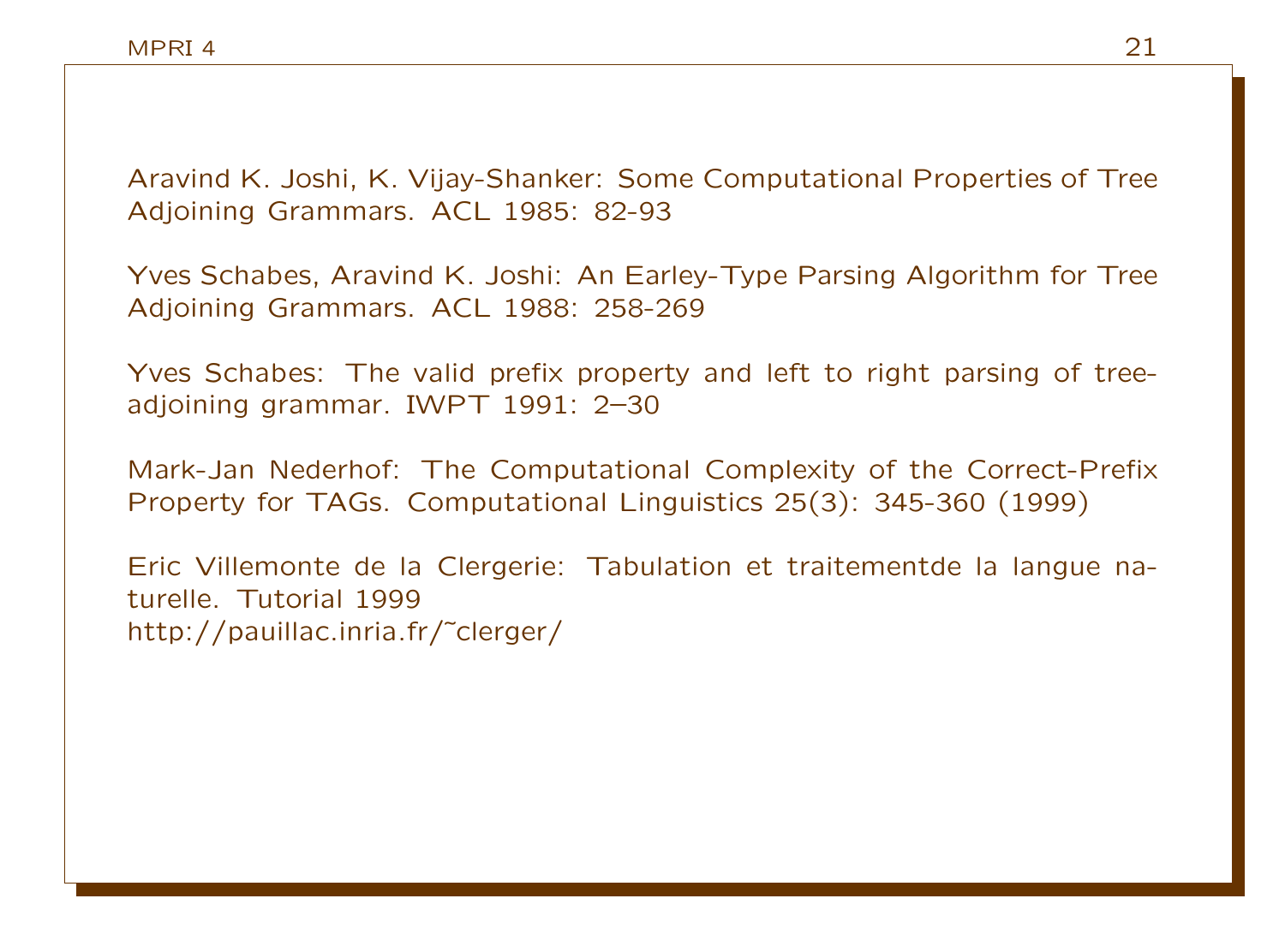Aravind K. Joshi, K. Vijay-Shanker: Some Computational Properties of Tree Adjoining Grammars. ACL 1985: 82-93

Yves Schabes, Aravind K. Joshi: An Earley-Type Parsing Algorithm for Tree Adjoining Grammars. ACL 1988: 258-269

Yves Schabes: The valid prefix property and left to right parsing of tree-adjoining grammar. IWPT 1991: 2–30

Mark-Jan Nederhof: The Computational Complexity of the Correct-Prefix Property for TAGs. Computational Linguistics 25(3): 345-360 (1999)

Eric Villemonte de la Clergerie: Tabulation et traitementde la langue naturelle. Tutorial 1999
http://pauillac.inria.fr/~clerger/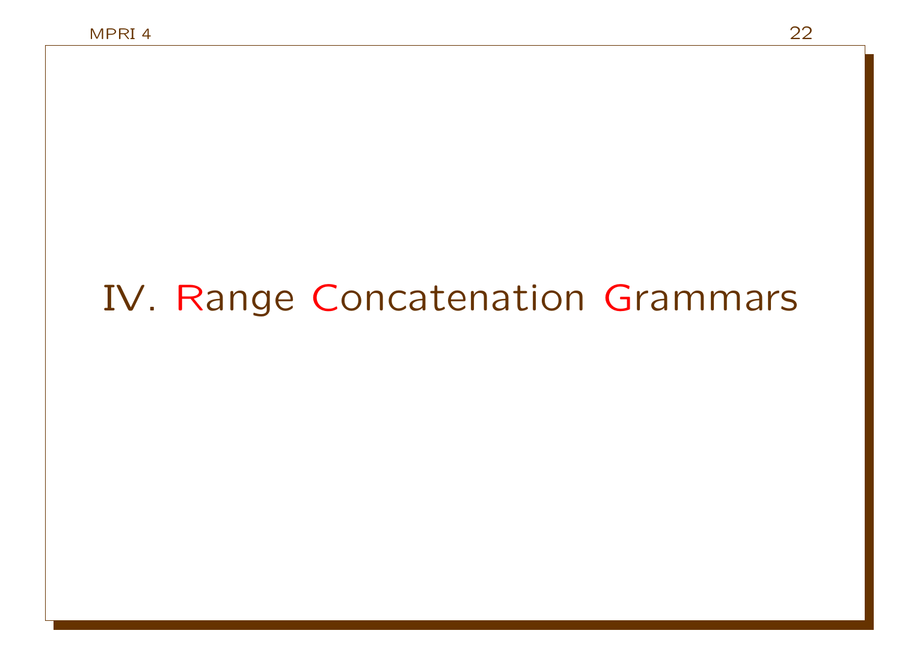# IV. Range Concatenation Grammars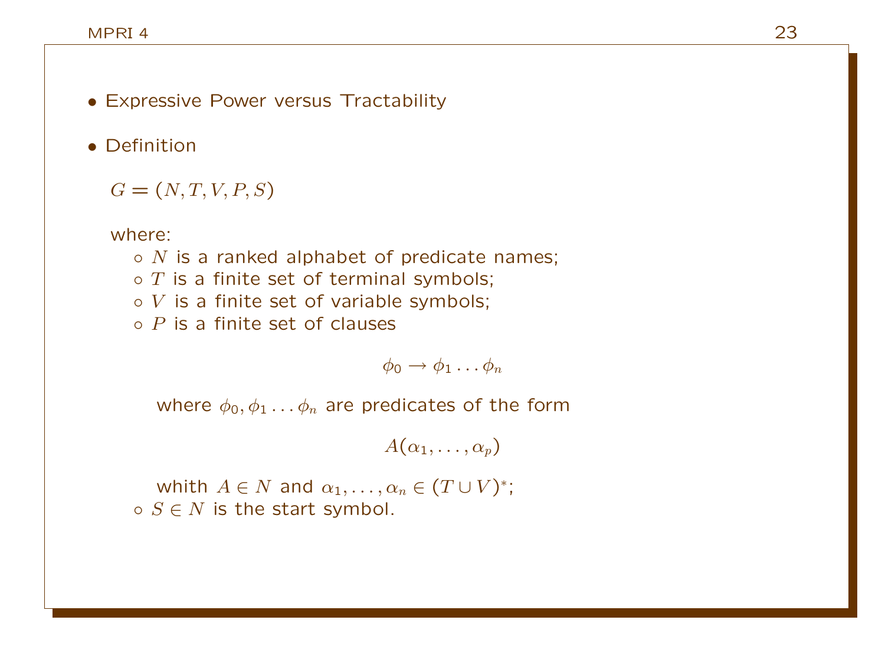- Expressive Power versus Tractability

- Definition

  $G = (N, T, V, P, S)$

  where:
  - $N$ is a ranked alphabet of predicate names;
  - $T$ is a finite set of terminal symbols;
  - $V$ is a finite set of variable symbols;
  - $P$ is a finite set of clauses

    $$\phi_0 \rightarrow \phi_1 \ldots \phi_n$$

    where $\phi_0, \phi_1 \ldots \phi_n$ are predicates of the form

    $$A(\alpha_1, \ldots, \alpha_p)$$

    whith $A \in N$ and $\alpha_1, \ldots, \alpha_n \in (T \cup V)^*$;
  - $S \in N$ is the start symbol.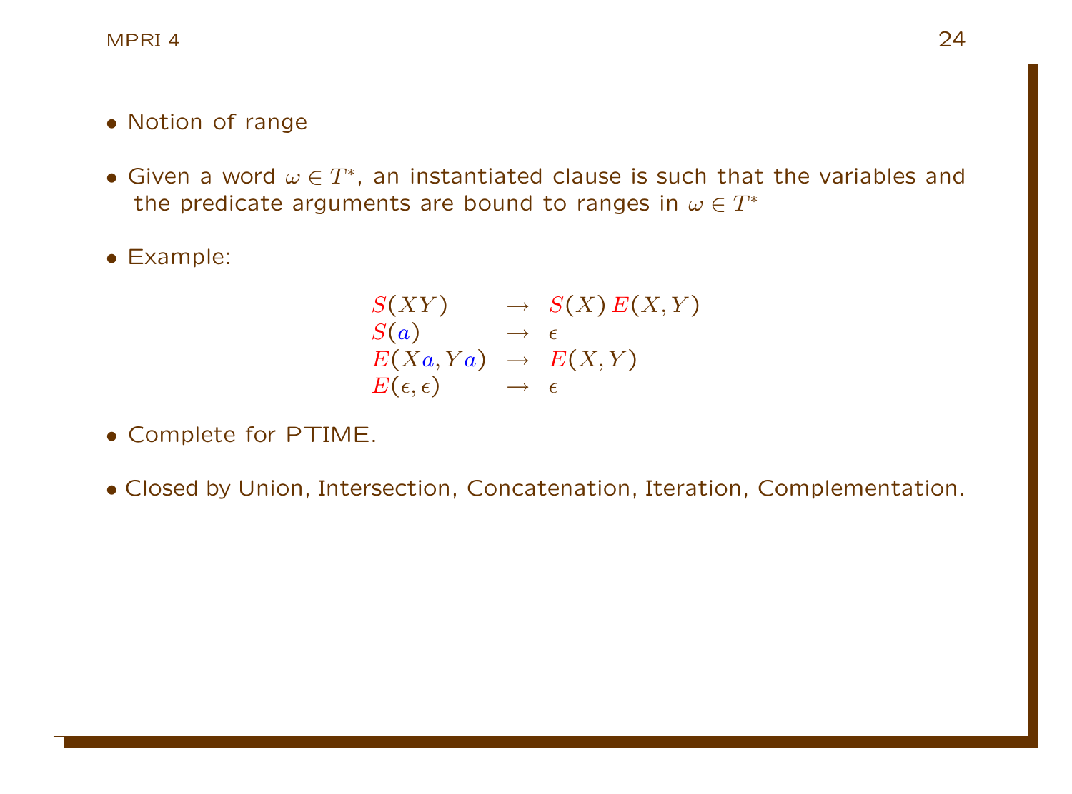- Notion of range

- Given a word $\omega \in T^*$, an instantiated clause is such that the variables and the predicate arguments are bound to ranges in $\omega \in T^*$

- Example:

$$
\begin{array}{lcl}
S(XY) & \rightarrow & S(X)\, E(X,Y) \\
S(a) & \rightarrow & \epsilon \\
E(Xa, Ya) & \rightarrow & E(X,Y) \\
E(\epsilon, \epsilon) & \rightarrow & \epsilon
\end{array}
$$

- Complete for PTIME.

- Closed by Union, Intersection, Concatenation, Iteration, Complementation.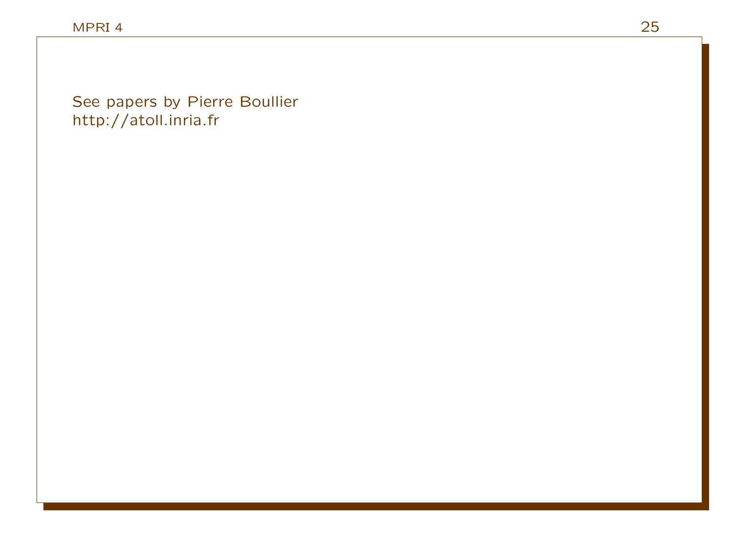See papers by Pierre Boullier
http://atoll.inria.fr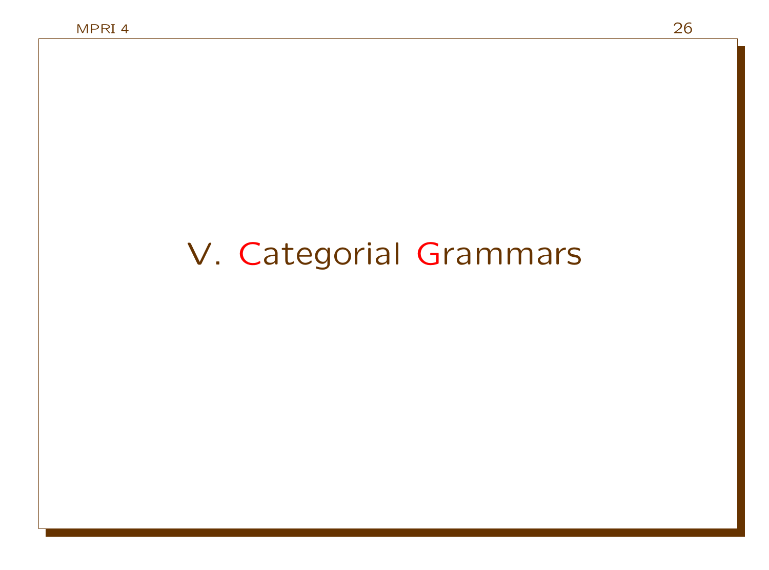# V. Categorial Grammars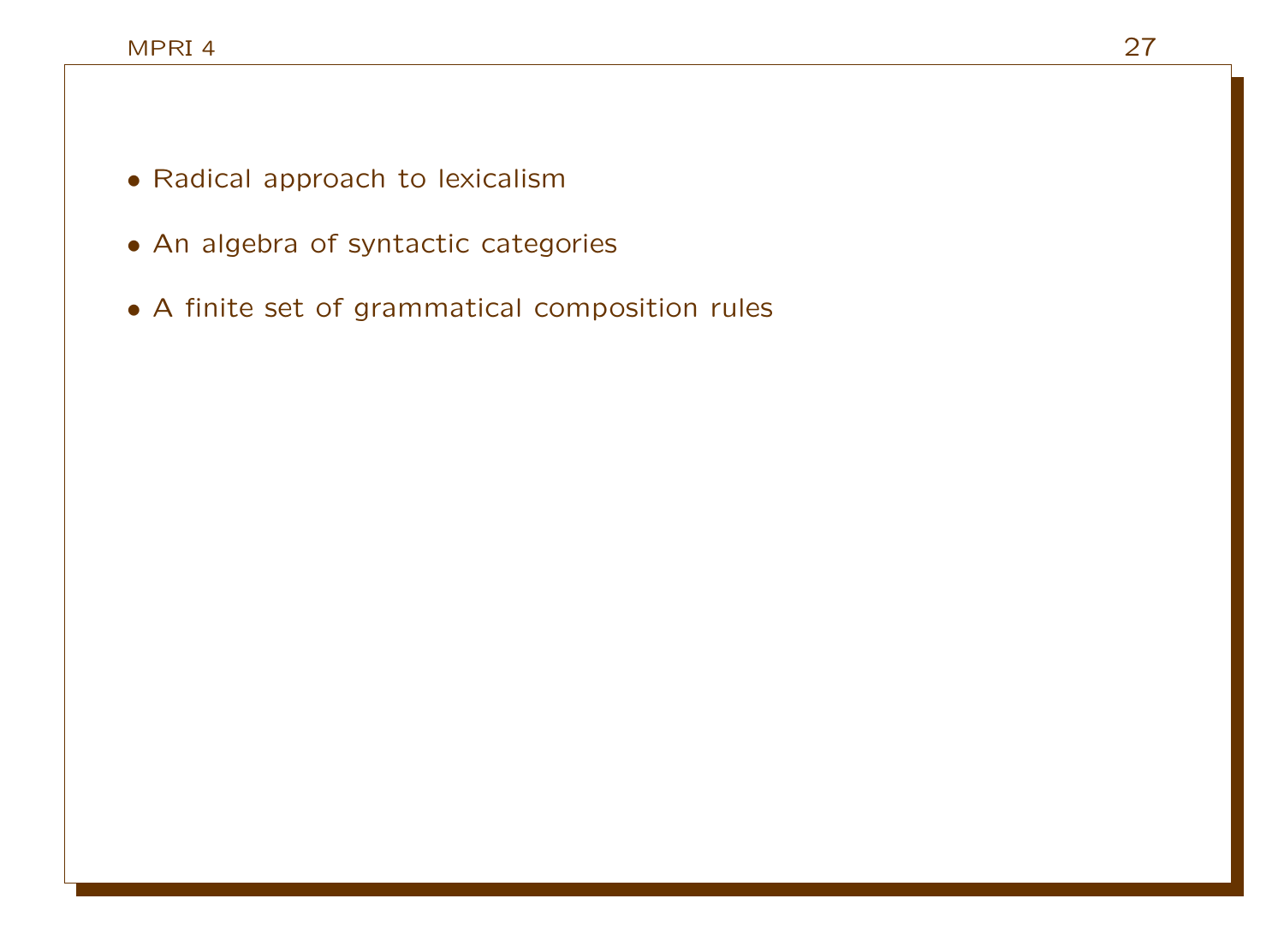- Radical approach to lexicalism
- An algebra of syntactic categories
- A finite set of grammatical composition rules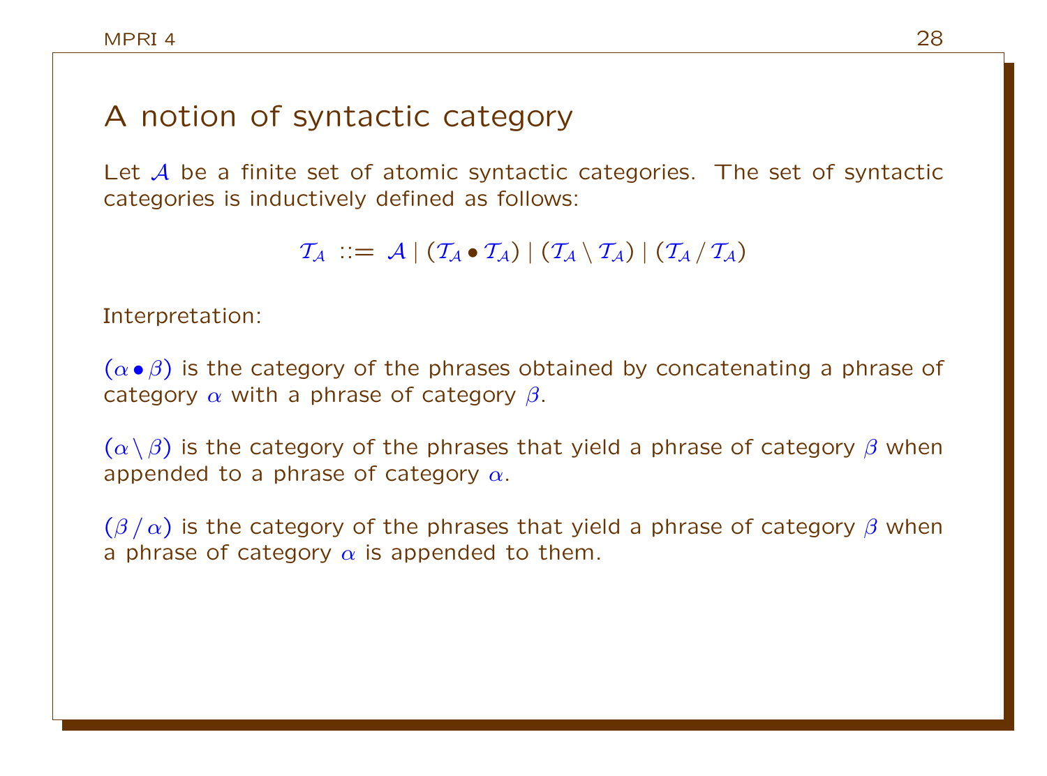# A notion of syntactic category

Let $\mathcal{A}$ be a finite set of atomic syntactic categories. The set of syntactic categories is inductively defined as follows:

$$\mathcal{T}_{\mathcal{A}} ::= \mathcal{A} \mid (\mathcal{T}_{\mathcal{A}} \bullet \mathcal{T}_{\mathcal{A}}) \mid (\mathcal{T}_{\mathcal{A}} \setminus \mathcal{T}_{\mathcal{A}}) \mid (\mathcal{T}_{\mathcal{A}} \,/\, \mathcal{T}_{\mathcal{A}})$$

Interpretation:

$(\alpha \bullet \beta)$ is the category of the phrases obtained by concatenating a phrase of category $\alpha$ with a phrase of category $\beta$.

$(\alpha \setminus \beta)$ is the category of the phrases that yield a phrase of category $\beta$ when appended to a phrase of category $\alpha$.

$(\beta \,/\, \alpha)$ is the category of the phrases that yield a phrase of category $\beta$ when a phrase of category $\alpha$ is appended to them.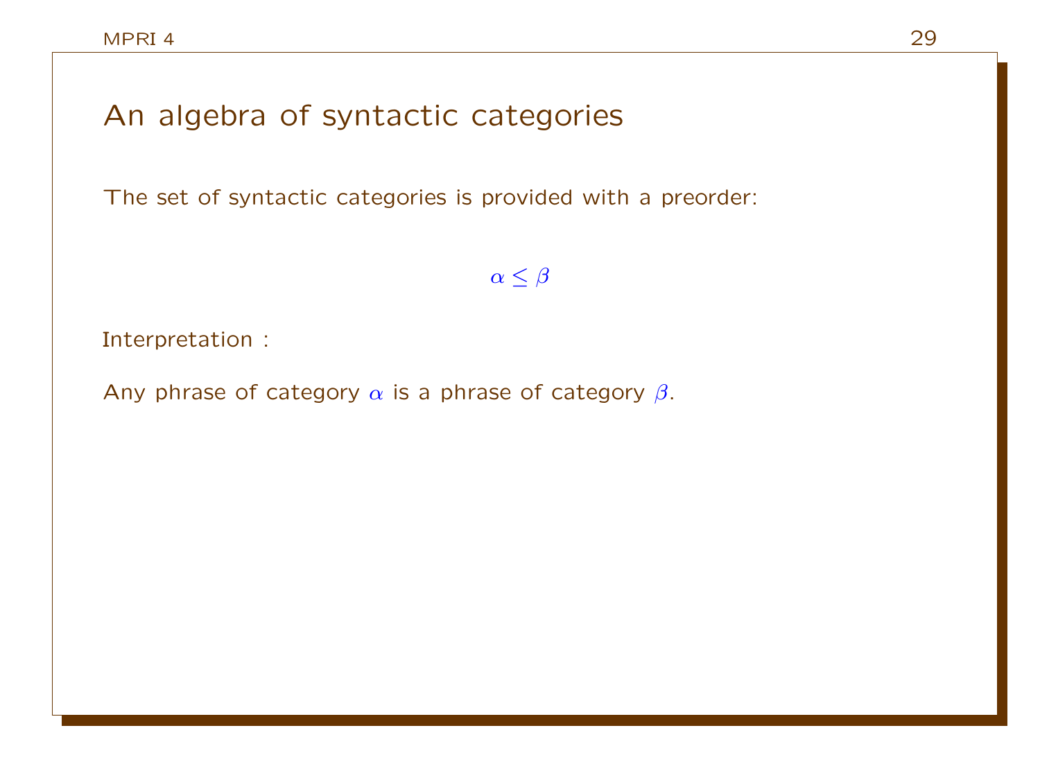# An algebra of syntactic categories

The set of syntactic categories is provided with a preorder:

$$\alpha \leq \beta$$

Interpretation :

Any phrase of category $\alpha$ is a phrase of category $\beta$.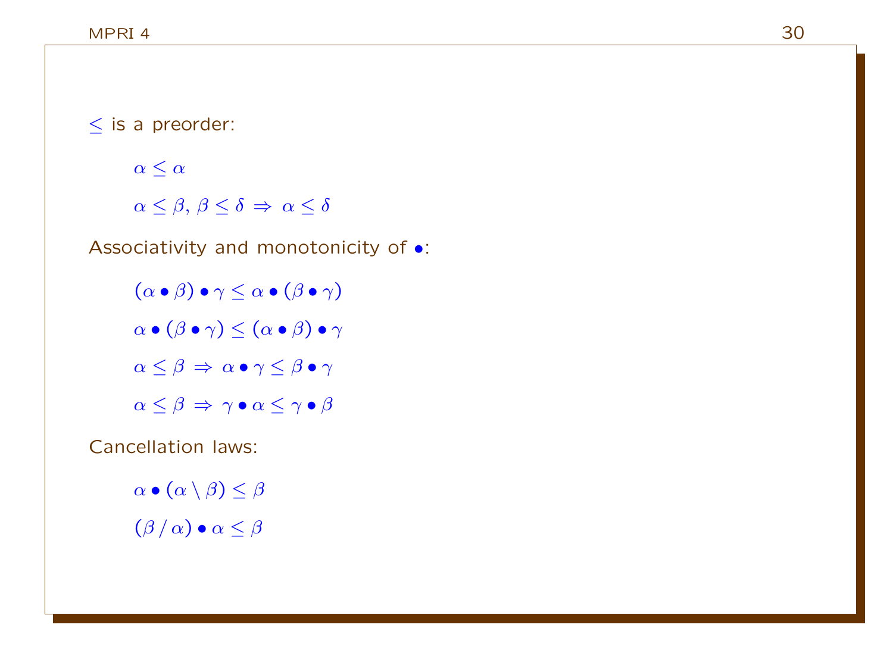$\leq$ is a preorder:

$$\alpha \leq \alpha$$

$$\alpha \leq \beta,\, \beta \leq \delta \Rightarrow \alpha \leq \delta$$

Associativity and monotonicity of $\bullet$:

$$(\alpha \bullet \beta) \bullet \gamma \leq \alpha \bullet (\beta \bullet \gamma)$$

$$\alpha \bullet (\beta \bullet \gamma) \leq (\alpha \bullet \beta) \bullet \gamma$$

$$\alpha \leq \beta \Rightarrow \alpha \bullet \gamma \leq \beta \bullet \gamma$$

$$\alpha \leq \beta \Rightarrow \gamma \bullet \alpha \leq \gamma \bullet \beta$$

Cancellation laws:

$$\alpha \bullet (\alpha \setminus \beta) \leq \beta$$

$$(\beta \,/\, \alpha) \bullet \alpha \leq \beta$$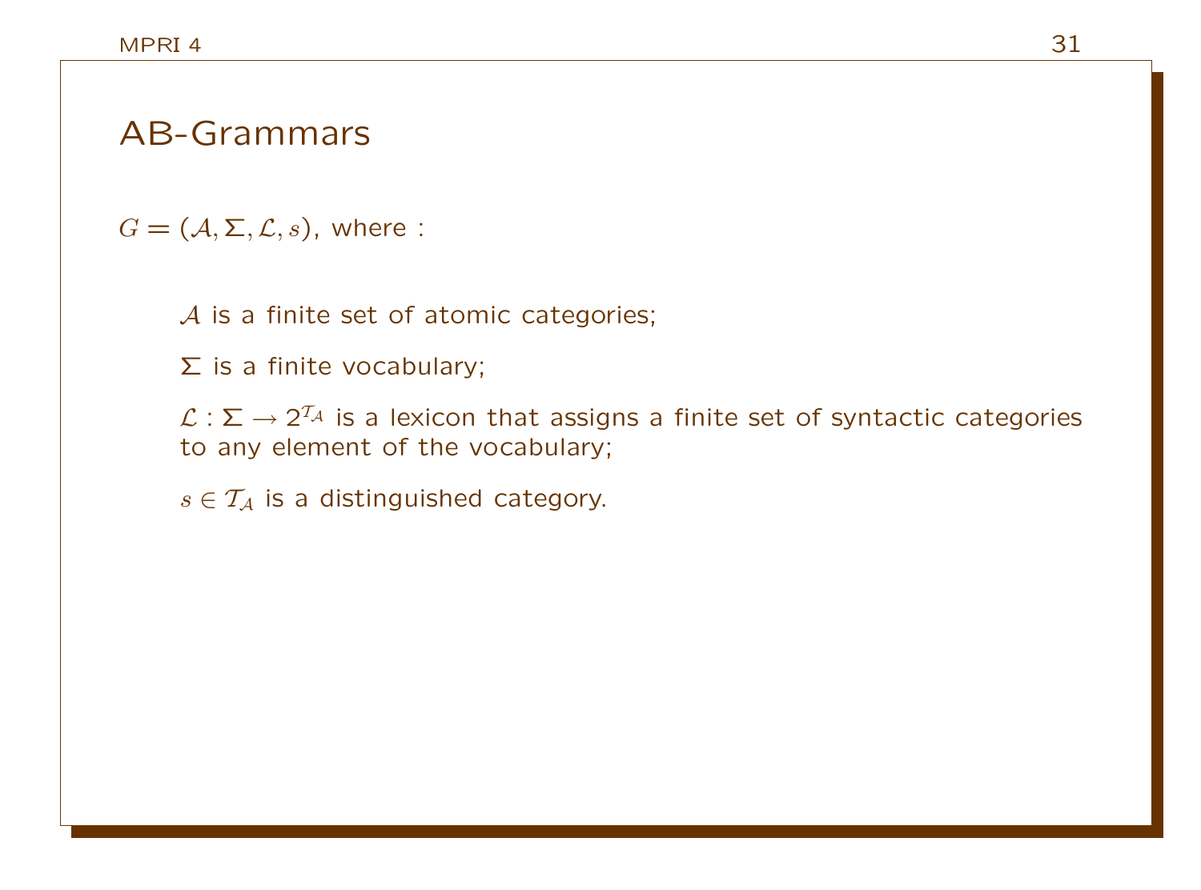## AB-Grammars

$G = (\mathcal{A}, \Sigma, \mathcal{L}, s)$, where :

$\mathcal{A}$ is a finite set of atomic categories;

$\Sigma$ is a finite vocabulary;

$\mathcal{L} : \Sigma \rightarrow 2^{\mathcal{T}_\mathcal{A}}$ is a lexicon that assigns a finite set of syntactic categories to any element of the vocabulary;

$s \in \mathcal{T}_\mathcal{A}$ is a distinguished category.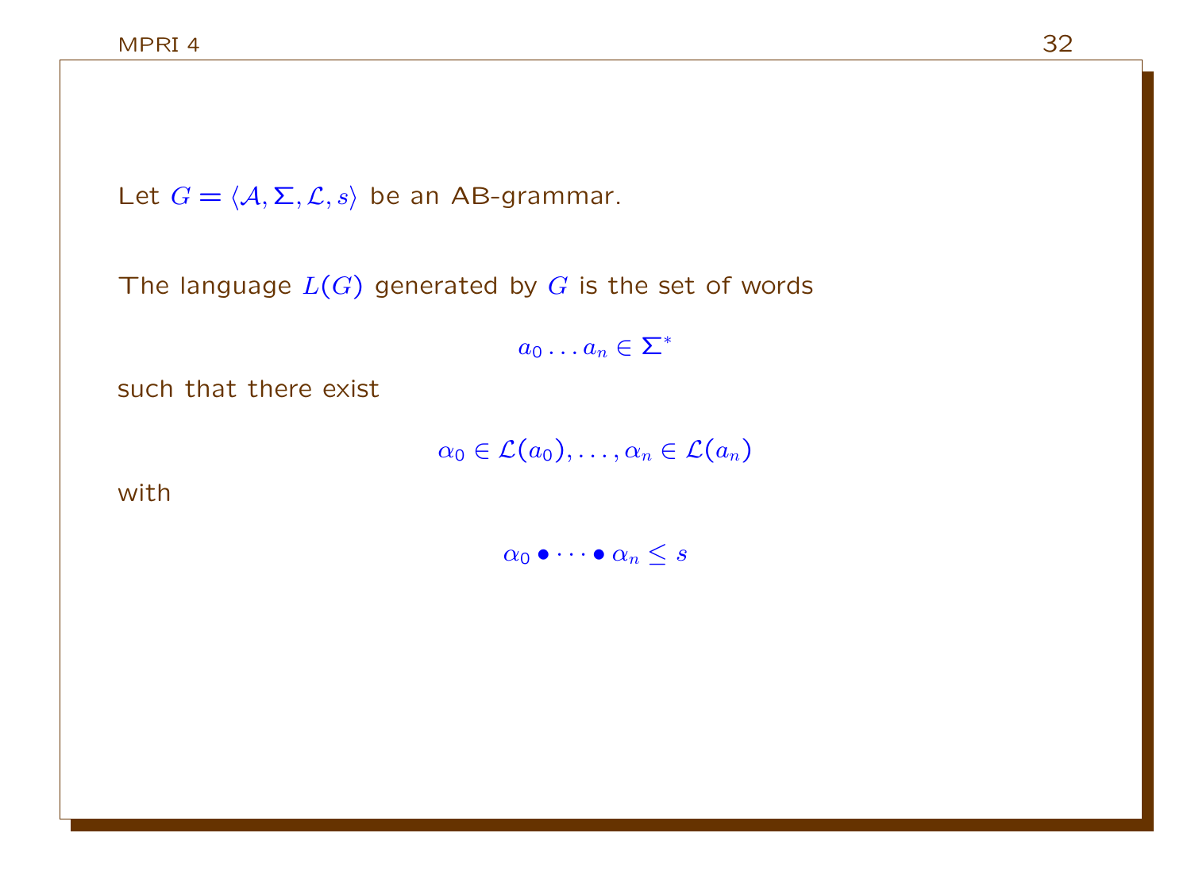Let $G = \langle \mathcal{A}, \Sigma, \mathcal{L}, s \rangle$ be an AB-grammar.

The language $L(G)$ generated by $G$ is the set of words

$$a_0 \ldots a_n \in \Sigma^*$$

such that there exist

$$\alpha_0 \in \mathcal{L}(a_0), \ldots, \alpha_n \in \mathcal{L}(a_n)$$

with

$$\alpha_0 \bullet \cdots \bullet \alpha_n \leq s$$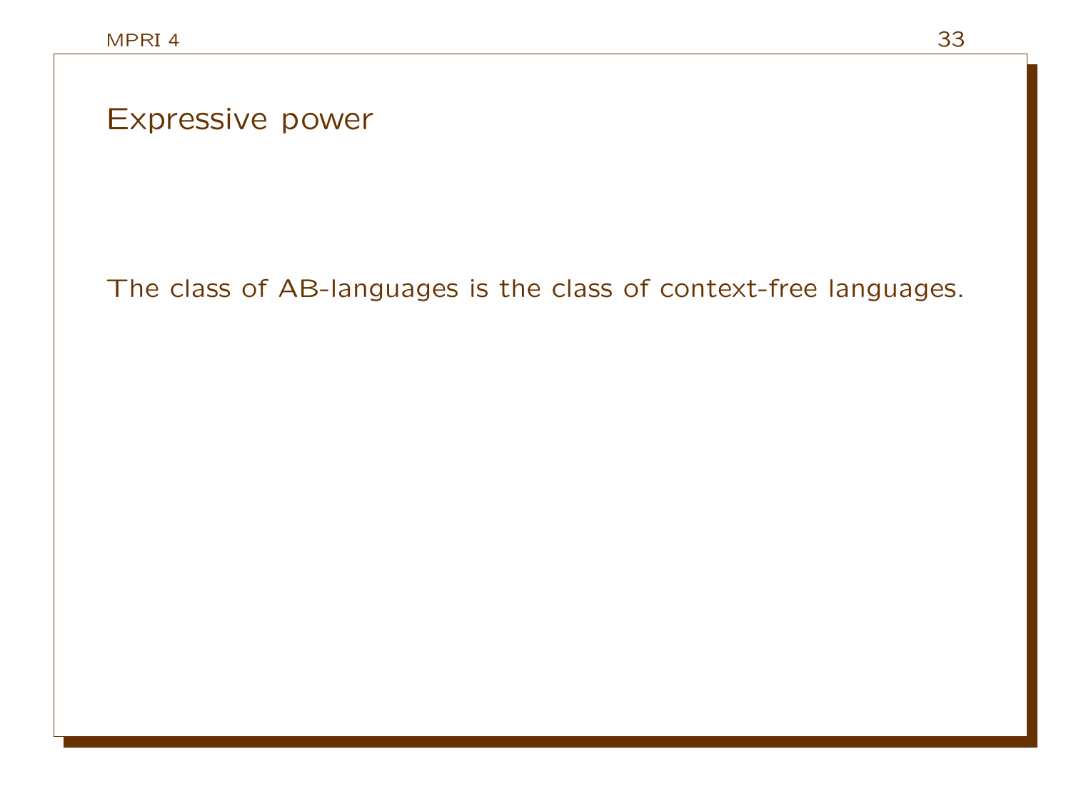# Expressive power

The class of AB-languages is the class of context-free languages.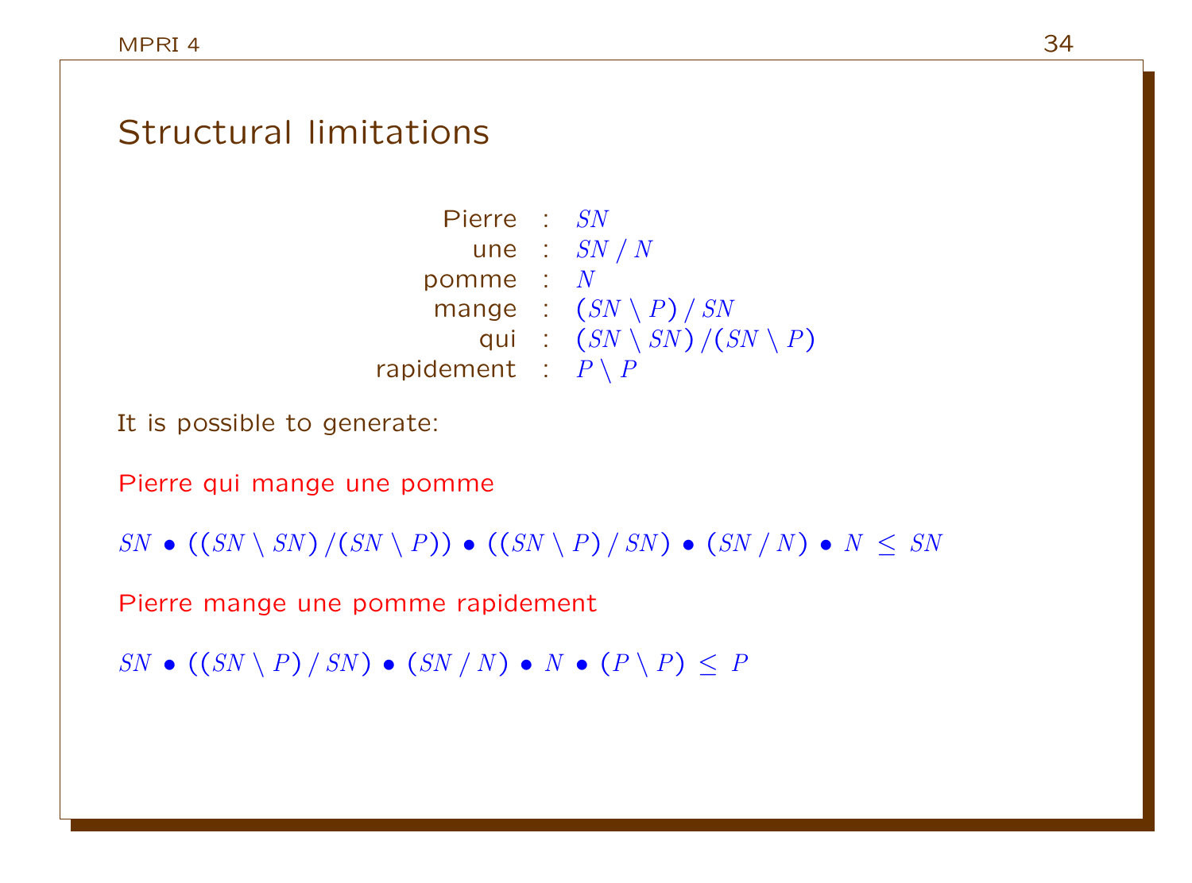## Structural limitations

| | | |
|---:|:---:|:---|
| Pierre | : | $SN$ |
| une | : | $SN\,/\,N$ |
| pomme | : | $N$ |
| mange | : | $(SN \setminus P)\,/\,SN$ |
| qui | : | $(SN \setminus SN)\,/(SN \setminus P)$ |
| rapidement | : | $P \setminus P$ |

It is possible to generate:

Pierre qui mange une pomme

$SN \bullet ((SN \setminus SN)\,/(SN \setminus P)) \bullet ((SN \setminus P)\,/\,SN) \bullet (SN\,/\,N) \bullet N \,\leq\, SN$

Pierre mange une pomme rapidement

$SN \bullet ((SN \setminus P)\,/\,SN) \bullet (SN\,/\,N) \bullet N \bullet (P \setminus P) \,\leq\, P$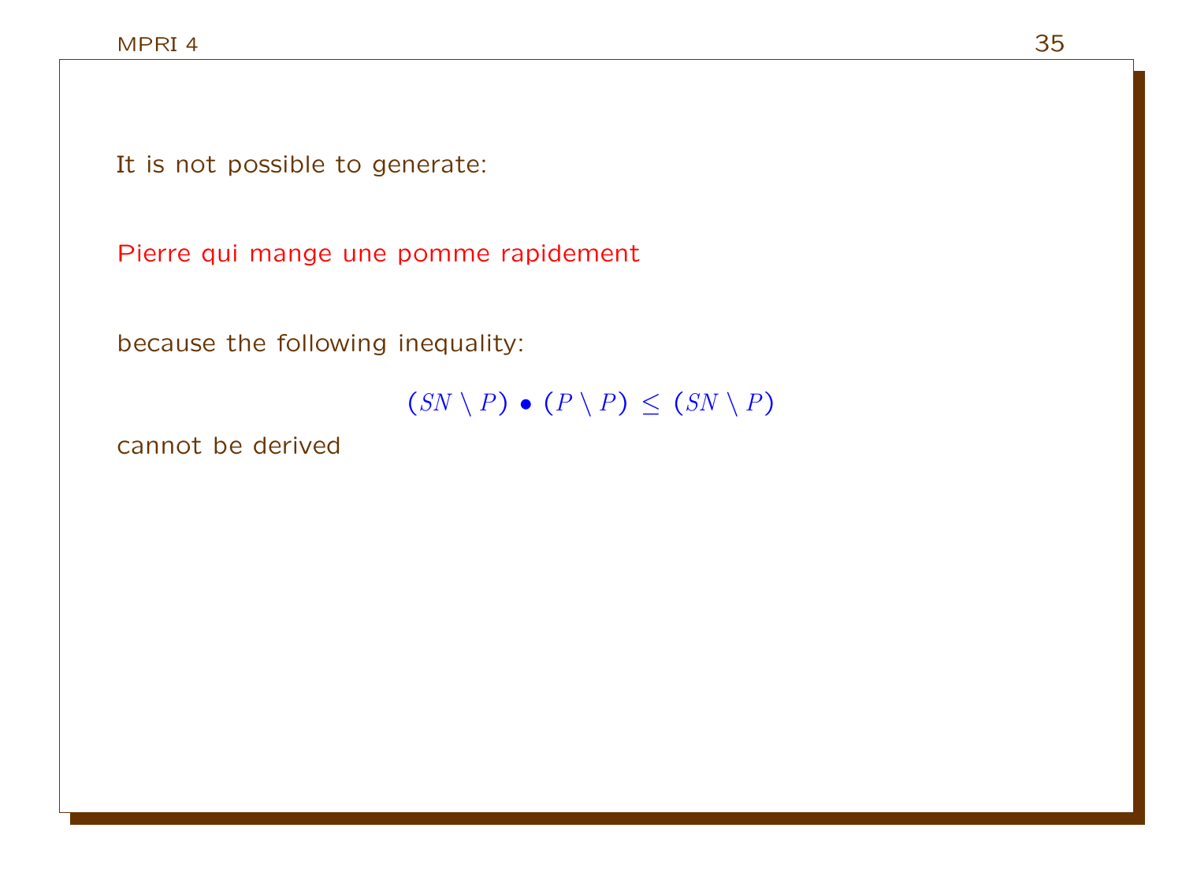It is not possible to generate:

Pierre qui mange une pomme rapidement

because the following inequality:

$$(SN \setminus P) \bullet (P \setminus P) \leq (SN \setminus P)$$

cannot be derived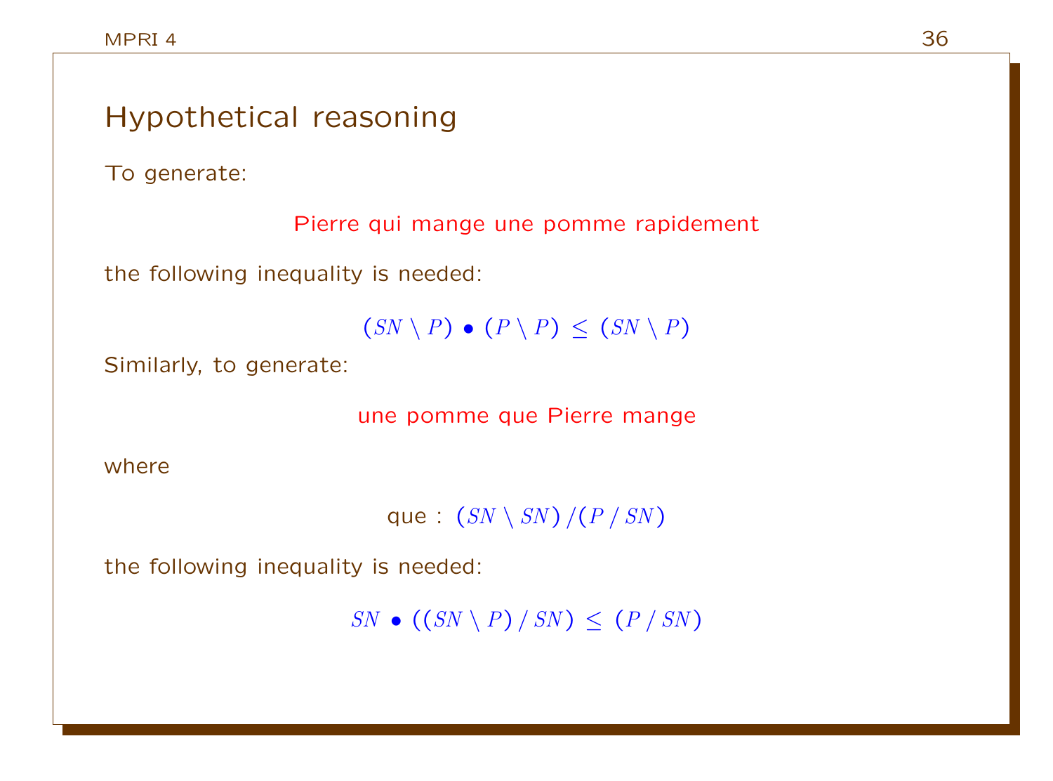## Hypothetical reasoning

To generate:

Pierre qui mange une pomme rapidement

the following inequality is needed:

$$(SN \setminus P) \bullet (P \setminus P) \leq (SN \setminus P)$$

Similarly, to generate:

une pomme que Pierre mange

where

que : $(SN \setminus SN) / (P / SN)$

the following inequality is needed:

$$SN \bullet ((SN \setminus P) / SN) \leq (P / SN)$$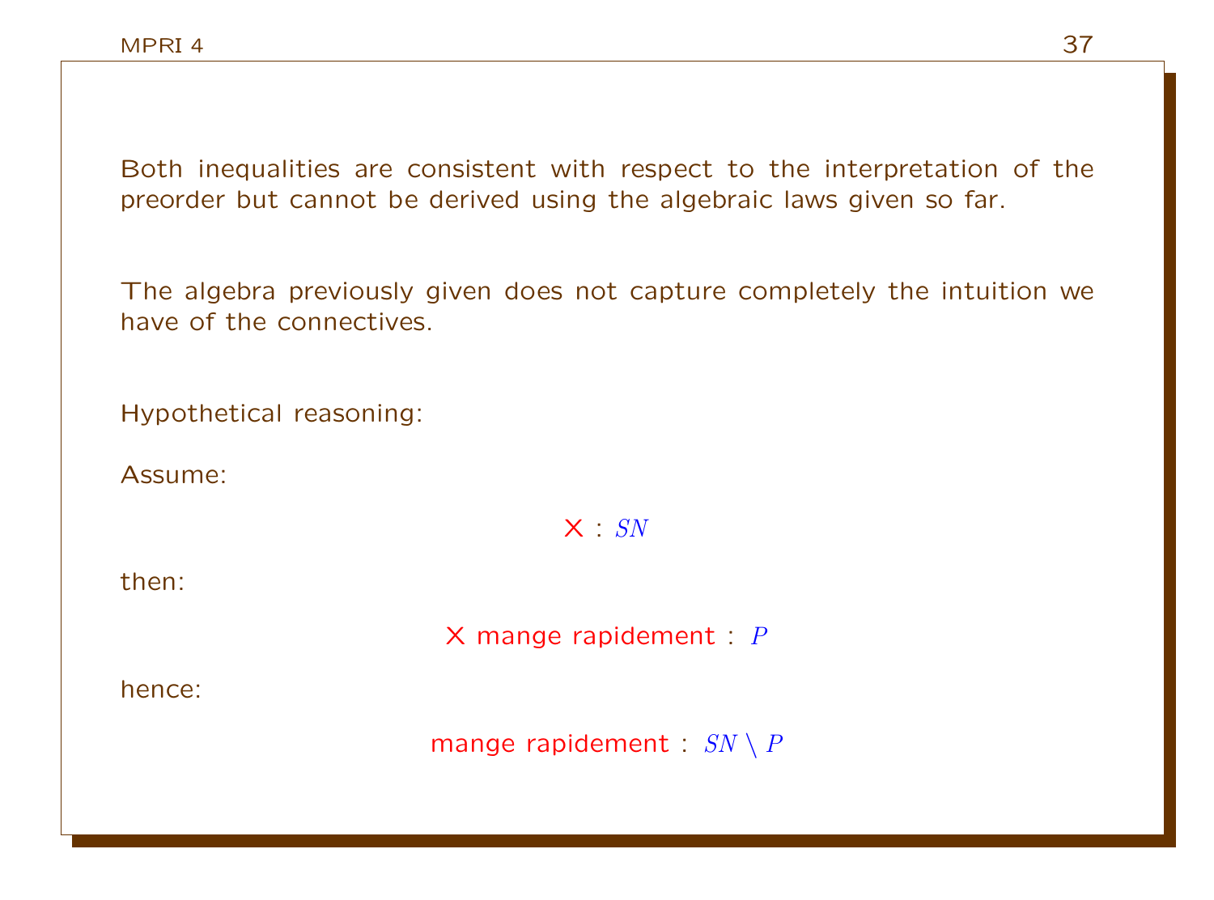Both inequalities are consistent with respect to the interpretation of the preorder but cannot be derived using the algebraic laws given so far.

The algebra previously given does not capture completely the intuition we have of the connectives.

Hypothetical reasoning:

Assume:

X : $SN$

then:

X mange rapidement : $P$

hence:

mange rapidement : $SN \setminus P$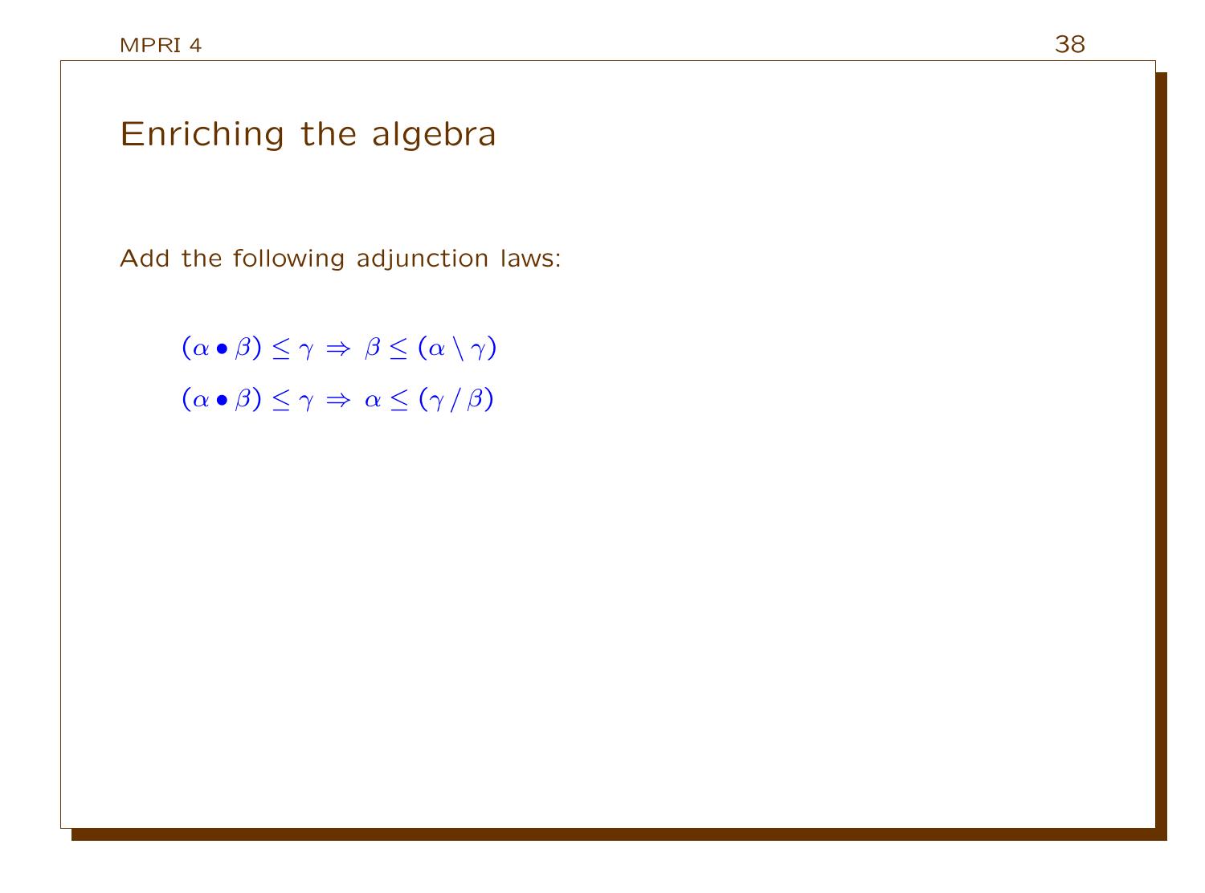# Enriching the algebra

Add the following adjunction laws:

$$(\alpha \bullet \beta) \leq \gamma \Rightarrow \beta \leq (\alpha \setminus \gamma)$$

$$(\alpha \bullet \beta) \leq \gamma \Rightarrow \alpha \leq (\gamma \,/\, \beta)$$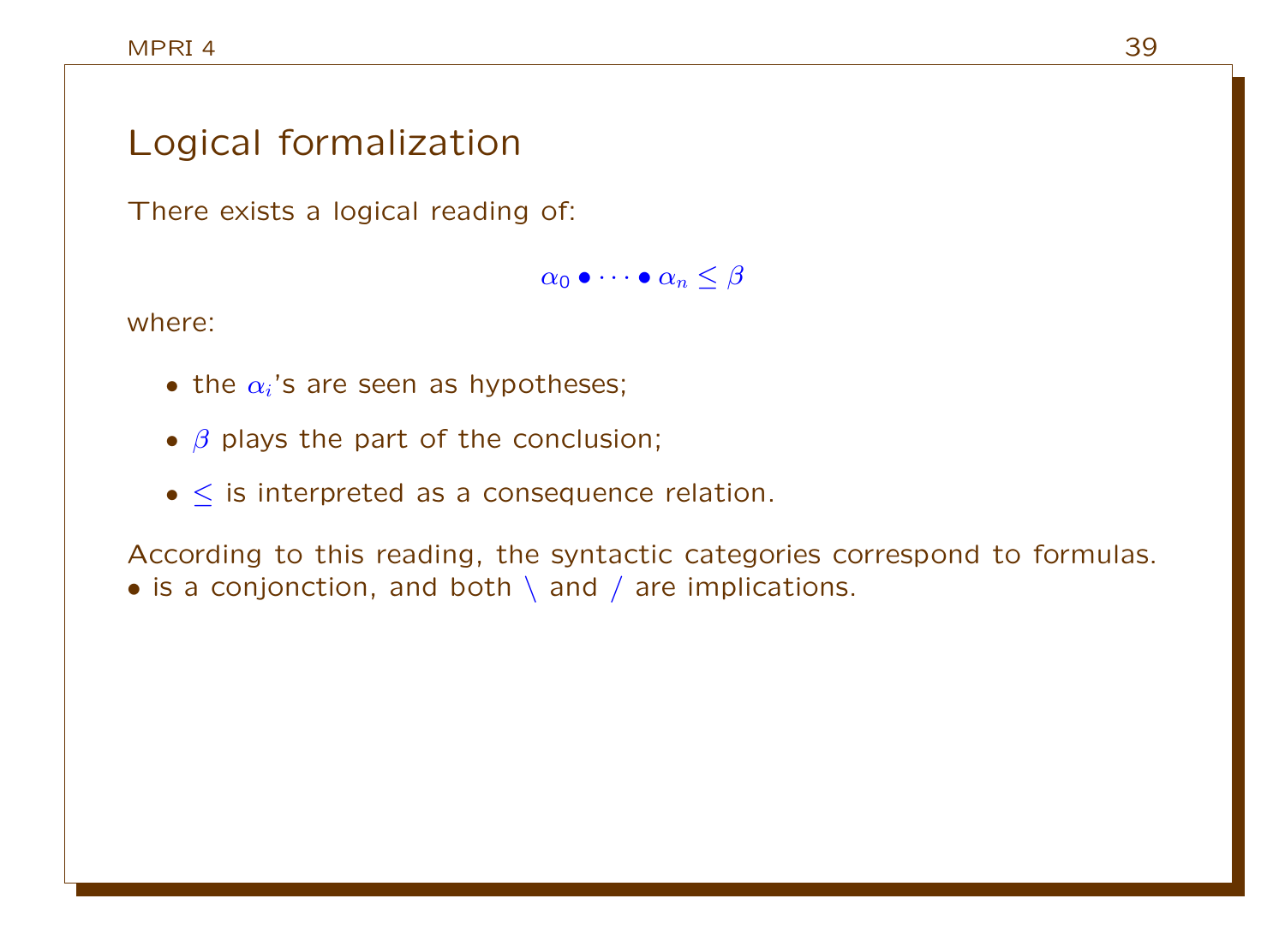# Logical formalization

There exists a logical reading of:

$$\alpha_0 \bullet \cdots \bullet \alpha_n \leq \beta$$

where:

- the $\alpha_i$'s are seen as hypotheses;
- $\beta$ plays the part of the conclusion;
- $\leq$ is interpreted as a consequence relation.

According to this reading, the syntactic categories correspond to formulas. $\bullet$ is a conjonction, and both $\backslash$ and $/$ are implications.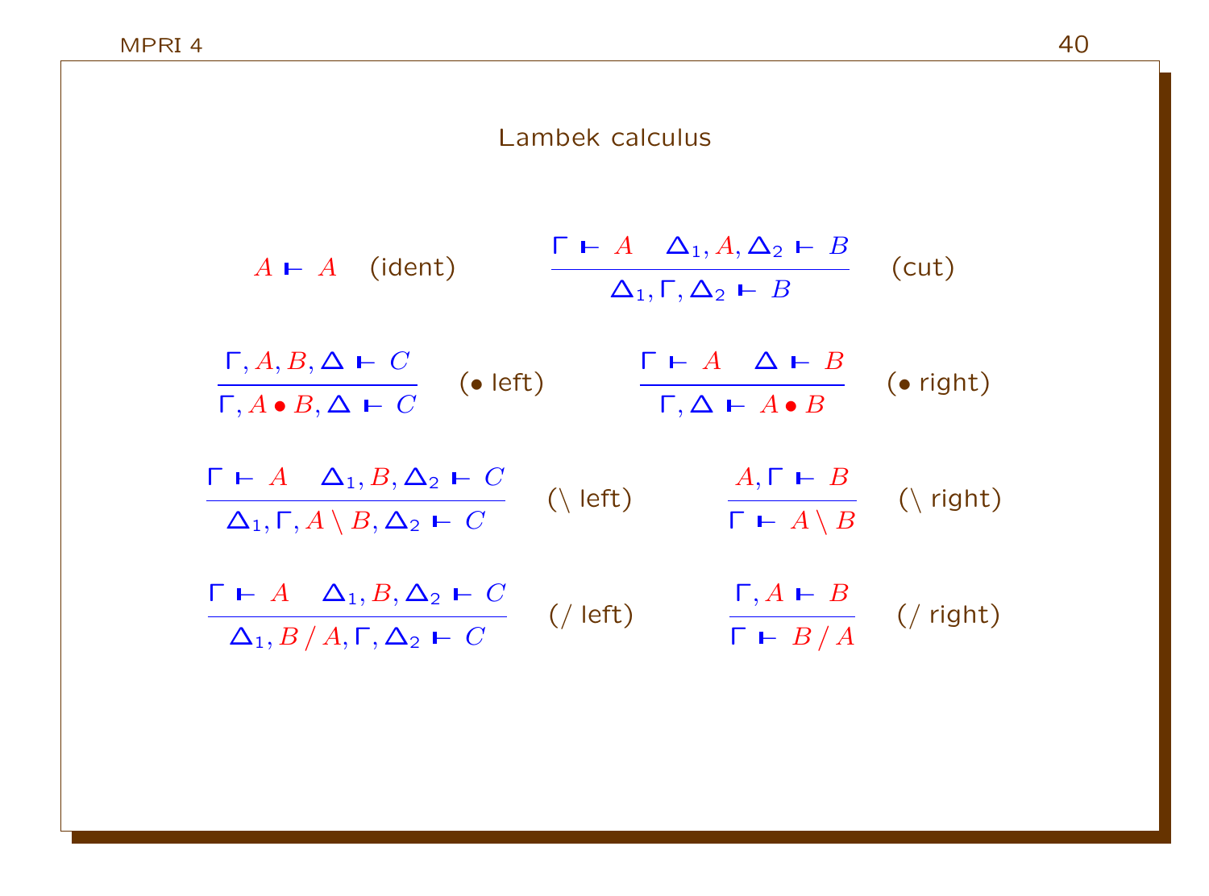# Lambek calculus

$$A \vdash A \quad \text{(ident)}$$

$$\frac{\Gamma \vdash A \qquad \Delta_1, A, \Delta_2 \vdash B}{\Delta_1, \Gamma, \Delta_2 \vdash B} \quad \text{(cut)}$$

$$\frac{\Gamma, A, B, \Delta \vdash C}{\Gamma, A \bullet B, \Delta \vdash C} \quad (\bullet\ \text{left})$$

$$\frac{\Gamma \vdash A \qquad \Delta \vdash B}{\Gamma, \Delta \vdash A \bullet B} \quad (\bullet\ \text{right})$$

$$\frac{\Gamma \vdash A \qquad \Delta_1, B, \Delta_2 \vdash C}{\Delta_1, \Gamma, A \setminus B, \Delta_2 \vdash C} \quad (\setminus\ \text{left})$$

$$\frac{A, \Gamma \vdash B}{\Gamma \vdash A \setminus B} \quad (\setminus\ \text{right})$$

$$\frac{\Gamma \vdash A \qquad \Delta_1, B, \Delta_2 \vdash C}{\Delta_1, B / A, \Gamma, \Delta_2 \vdash C} \quad (/\ \text{left})$$

$$\frac{\Gamma, A \vdash B}{\Gamma \vdash B / A} \quad (/\ \text{right})$$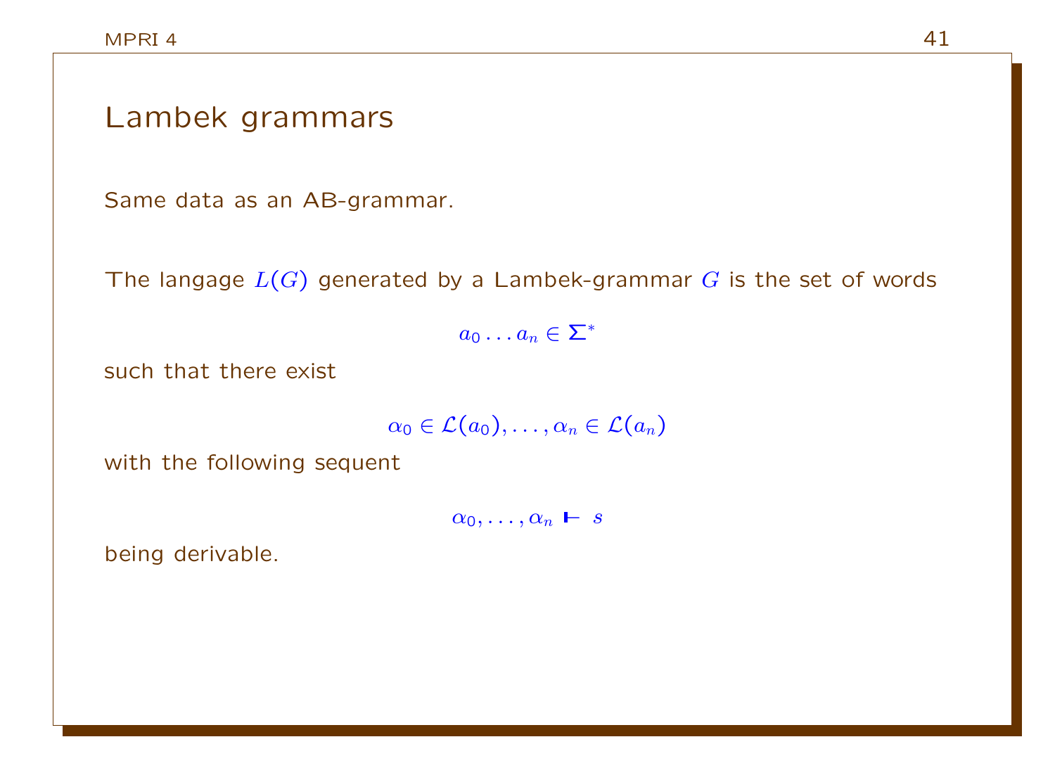# Lambek grammars

Same data as an AB-grammar.

The langage $L(G)$ generated by a Lambek-grammar $G$ is the set of words

$$a_0 \ldots a_n \in \Sigma^*$$

such that there exist

$$\alpha_0 \in \mathcal{L}(a_0), \ldots, \alpha_n \in \mathcal{L}(a_n)$$

with the following sequent

$$\alpha_0, \ldots, \alpha_n \vdash s$$

being derivable.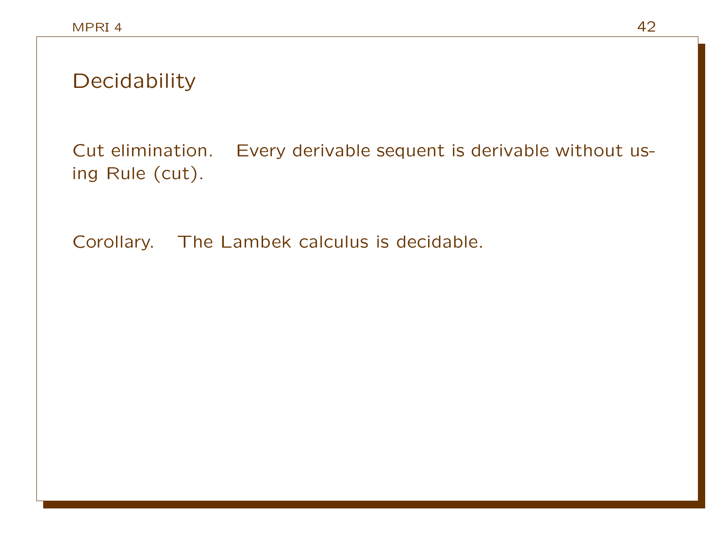## Decidability

Cut elimination. Every derivable sequent is derivable without using Rule (cut).

Corollary. The Lambek calculus is decidable.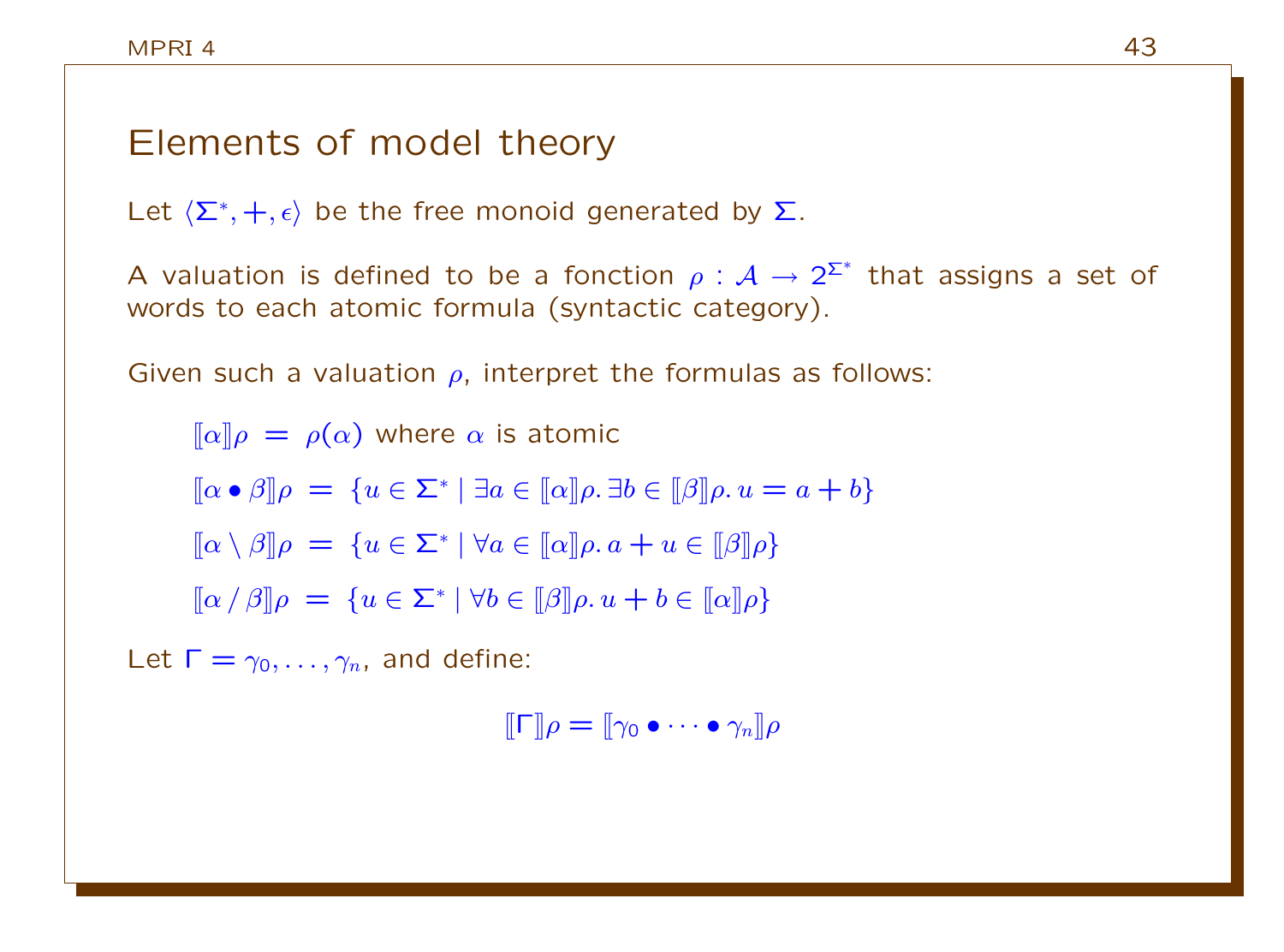# Elements of model theory

Let $\langle \Sigma^*, +, \epsilon \rangle$ be the free monoid generated by $\Sigma$.

A valuation is defined to be a fonction $\rho : \mathcal{A} \to 2^{\Sigma^*}$ that assigns a set of words to each atomic formula (syntactic category).

Given such a valuation $\rho$, interpret the formulas as follows:

$$[\![\alpha]\!]\rho \; = \; \rho(\alpha) \text{ where } \alpha \text{ is atomic}$$

$$[\![\alpha \bullet \beta]\!]\rho \; = \; \{u \in \Sigma^* \mid \exists a \in [\![\alpha]\!]\rho. \, \exists b \in [\![\beta]\!]\rho. \, u = a + b\}$$

$$[\![\alpha \setminus \beta]\!]\rho \; = \; \{u \in \Sigma^* \mid \forall a \in [\![\alpha]\!]\rho. \, a + u \in [\![\beta]\!]\rho\}$$

$$[\![\alpha \, / \, \beta]\!]\rho \; = \; \{u \in \Sigma^* \mid \forall b \in [\![\beta]\!]\rho. \, u + b \in [\![\alpha]\!]\rho\}$$

Let $\Gamma = \gamma_0, \ldots, \gamma_n$, and define:

$$[\![\Gamma]\!]\rho = [\![\gamma_0 \bullet \cdots \bullet \gamma_n]\!]\rho$$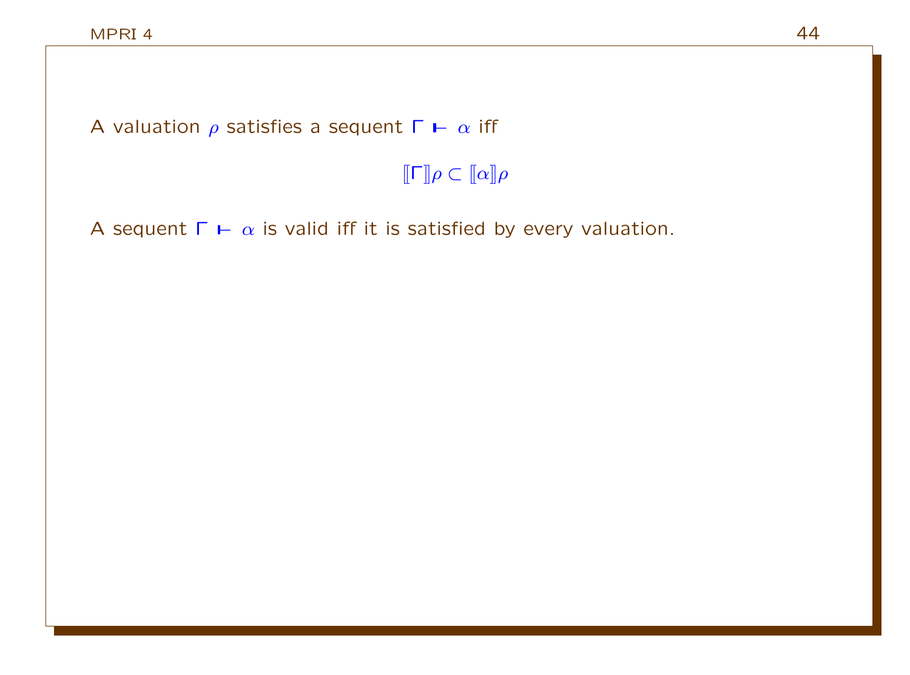A valuation $\rho$ satisfies a sequent $\Gamma \vdash \alpha$ iff

$$[\![\Gamma]\!]\rho \subset [\![\alpha]\!]\rho$$

A sequent $\Gamma \vdash \alpha$ is valid iff it is satisfied by every valuation.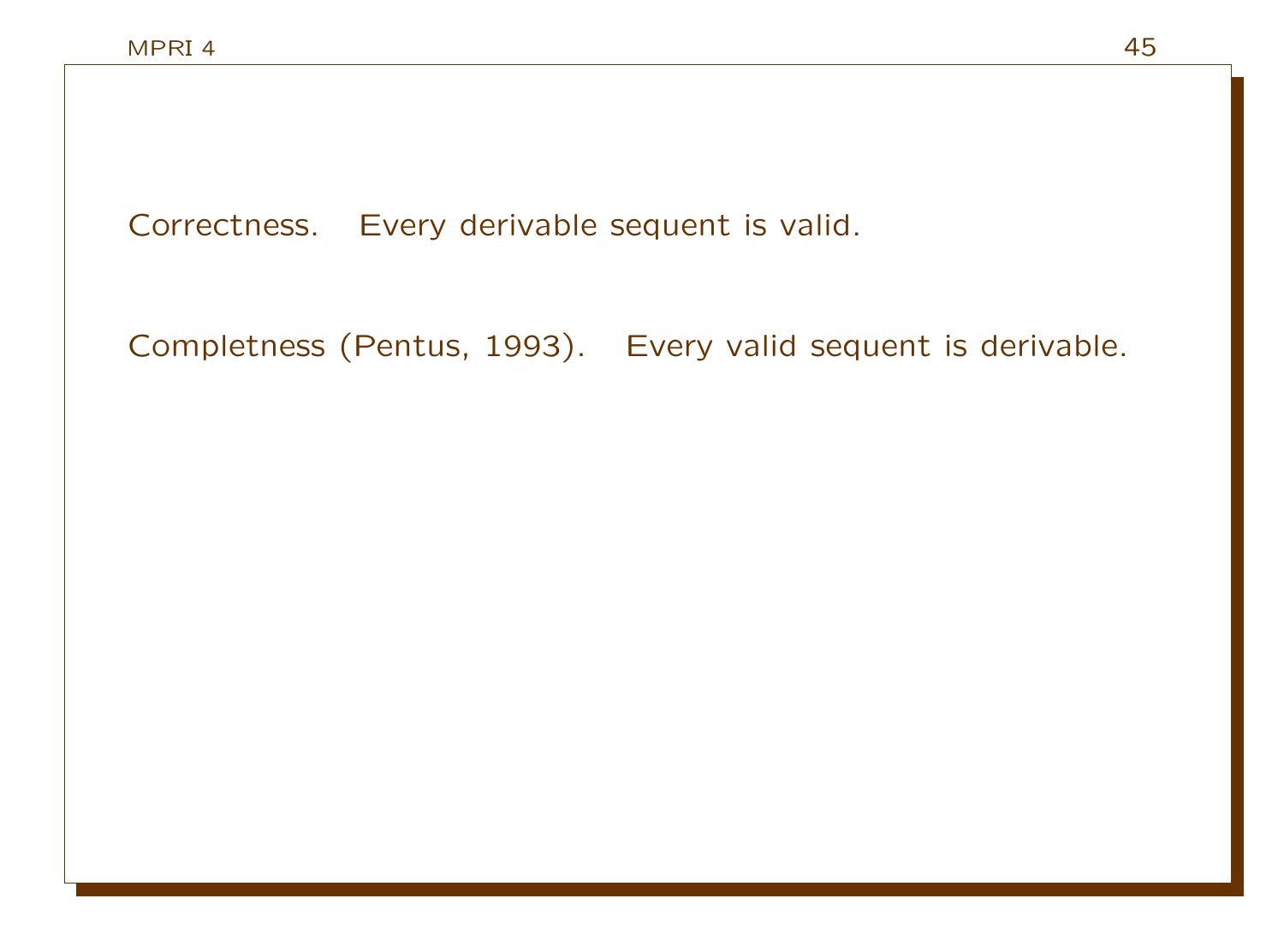Correctness. Every derivable sequent is valid.

Completeness (Pentus, 1993). Every valid sequent is derivable.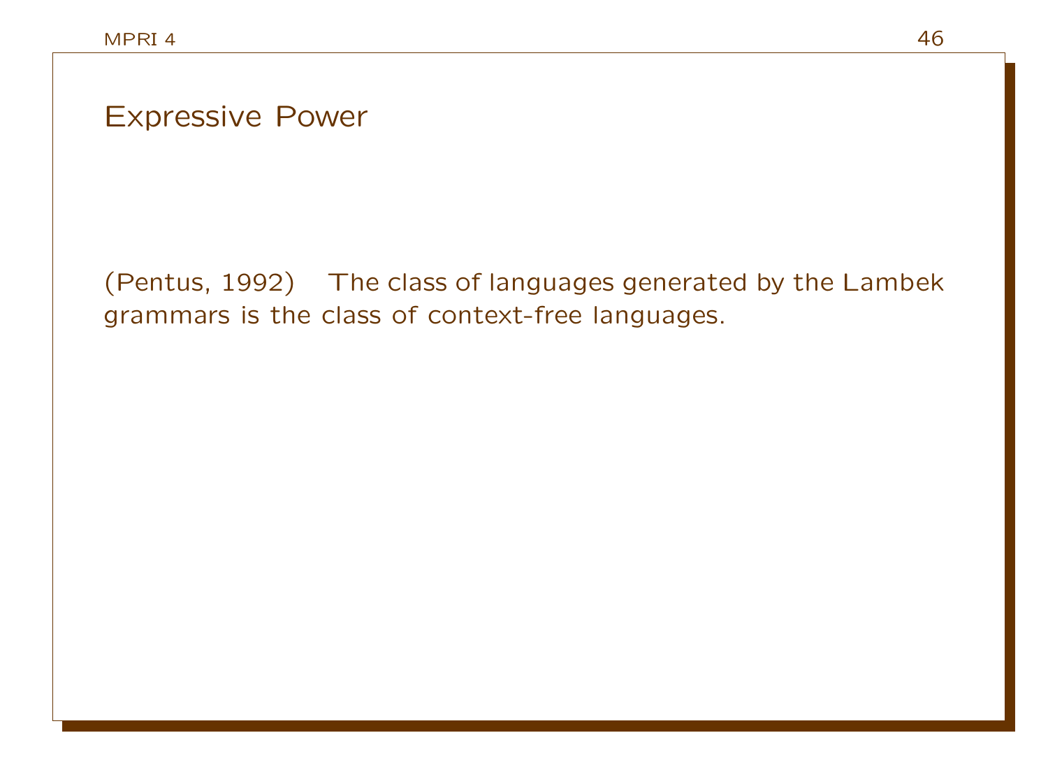## Expressive Power

(Pentus, 1992) The class of languages generated by the Lambek grammars is the class of context-free languages.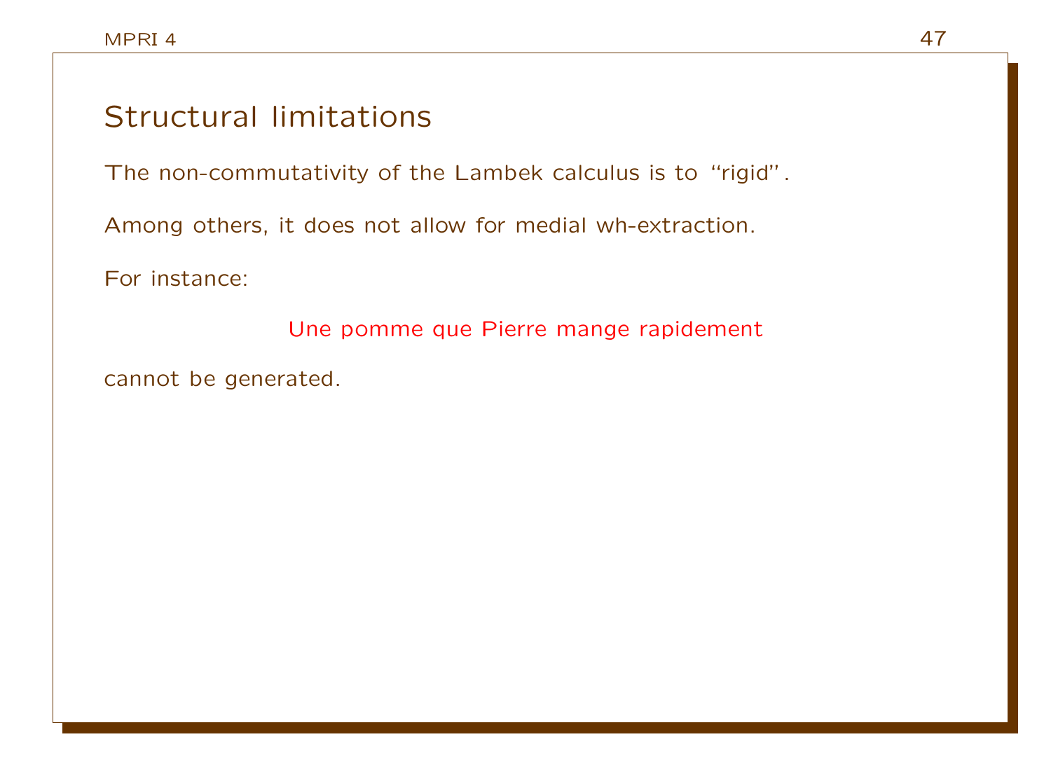## Structural limitations

The non-commutativity of the Lambek calculus is to “rigid”.

Among others, it does not allow for medial wh-extraction.

For instance:

Une pomme que Pierre mange rapidement

cannot be generated.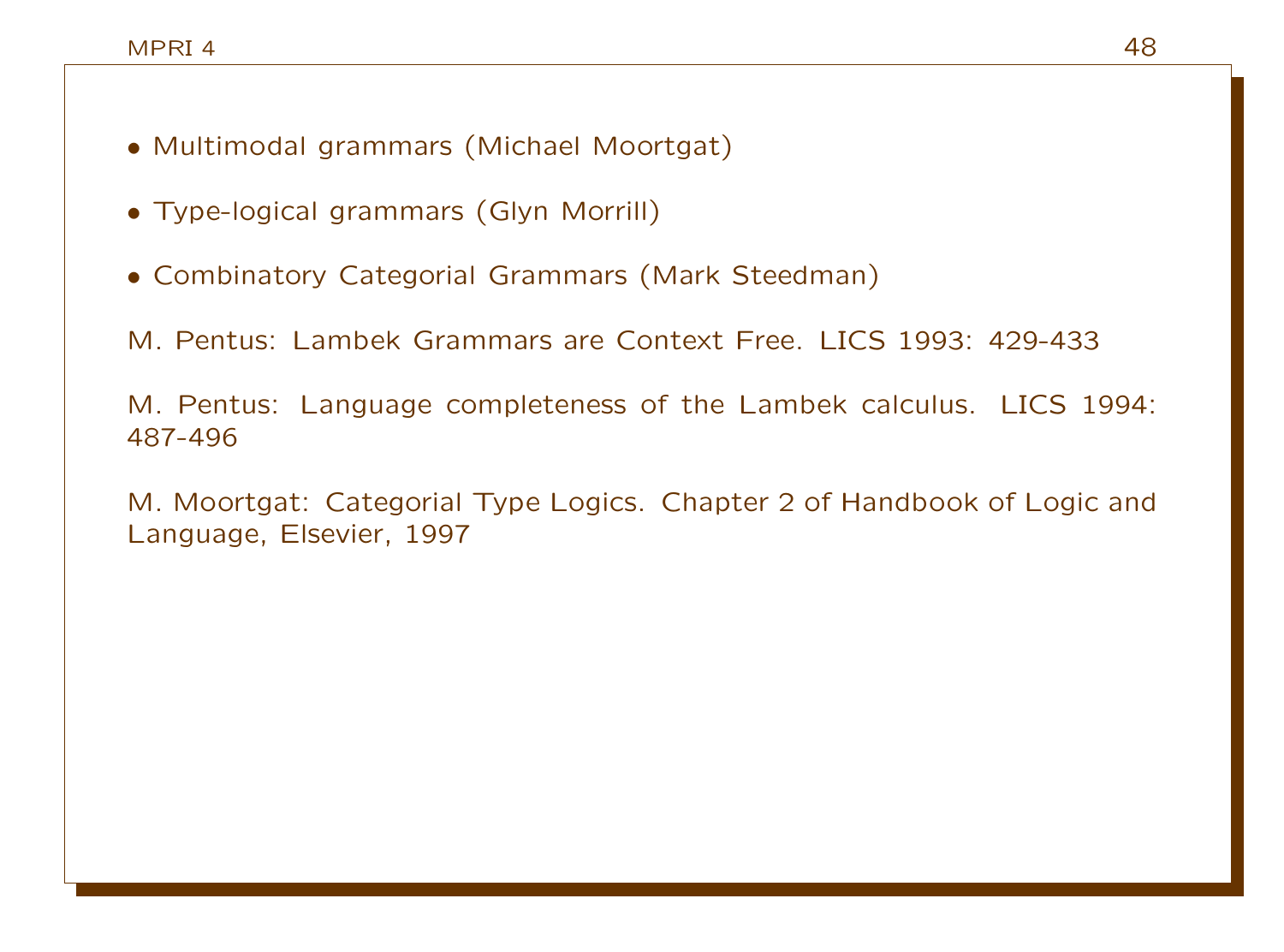- Multimodal grammars (Michael Moortgat)
- Type-logical grammars (Glyn Morrill)
- Combinatory Categorial Grammars (Mark Steedman)

M. Pentus: Lambek Grammars are Context Free. LICS 1993: 429-433

M. Pentus: Language completeness of the Lambek calculus. LICS 1994: 487-496

M. Moortgat: Categorial Type Logics. Chapter 2 of Handbook of Logic and Language, Elsevier, 1997